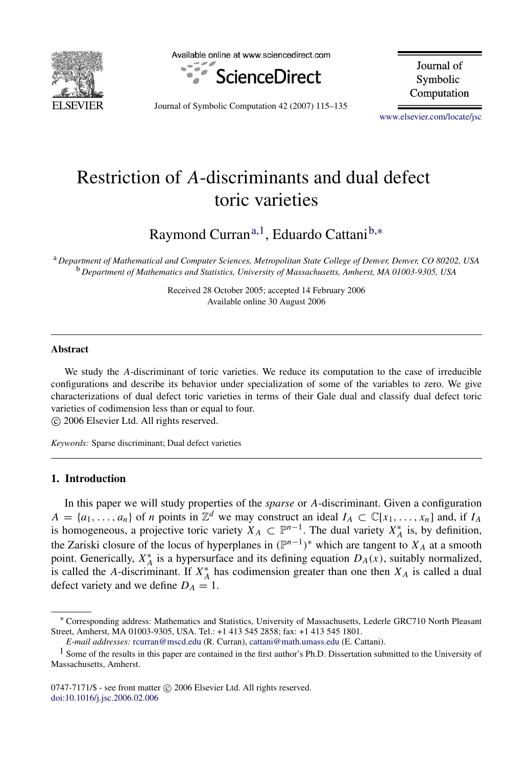# Restriction of $A$-discriminants and dual defect toric varieties

Raymond Curran[a,1], Eduardo Cattani[b,*]

[a] *Department of Mathematical and Computer Sciences, Metropolitan State College of Denver, Denver, CO 80202, USA*
[b] *Department of Mathematics and Statistics, University of Massachusetts, Amherst, MA 01003-9305, USA*

Received 28 October 2005; accepted 14 February 2006
Available online 30 August 2006

## Abstract

We study the $A$-discriminant of toric varieties. We reduce its computation to the case of irreducible configurations and describe its behavior under specialization of some of the variables to zero. We give characterizations of dual defect toric varieties in terms of their Gale dual and classify dual defect toric varieties of codimension less than or equal to four.

© 2006 Elsevier Ltd. All rights reserved.

*Keywords:* Sparse discriminant; Dual defect varieties

## 1. Introduction

In this paper we will study properties of the *sparse* or $A$-discriminant. Given a configuration $A = \{a_1, \ldots, a_n\}$ of $n$ points in $\mathbb{Z}^d$ we may construct an ideal $I_A \subset \mathbb{C}[x_1, \ldots, x_n]$ and, if $I_A$ is homogeneous, a projective toric variety $X_A \subset \mathbb{P}^{n-1}$. The dual variety $X_A^*$ is, by definition, the Zariski closure of the locus of hyperplanes in $(\mathbb{P}^{n-1})^*$ which are tangent to $X_A$ at a smooth point. Generically, $X_A^*$ is a hypersurface and its defining equation $D_A(x)$, suitably normalized, is called the $A$-discriminant. If $X_A^*$ has codimension greater than one then $X_A$ is called a dual defect variety and we define $D_A = 1$.

---

* Corresponding address: Mathematics and Statistics, University of Massachusetts, Lederle GRC710 North Pleasant Street, Amherst, MA 01003-9305, USA. Tel.: +1 413 545 2858; fax: +1 413 545 1801.

*E-mail addresses:* rcurran@mscd.edu (R. Curran), cattani@math.umass.edu (E. Cattani).

[1] Some of the results in this paper are contained in the first author's Ph.D. Dissertation submitted to the University of Massachusetts, Amherst.

0747-7171/$ - see front matter © 2006 Elsevier Ltd. All rights reserved.
doi:10.1016/j.jsc.2006.02.006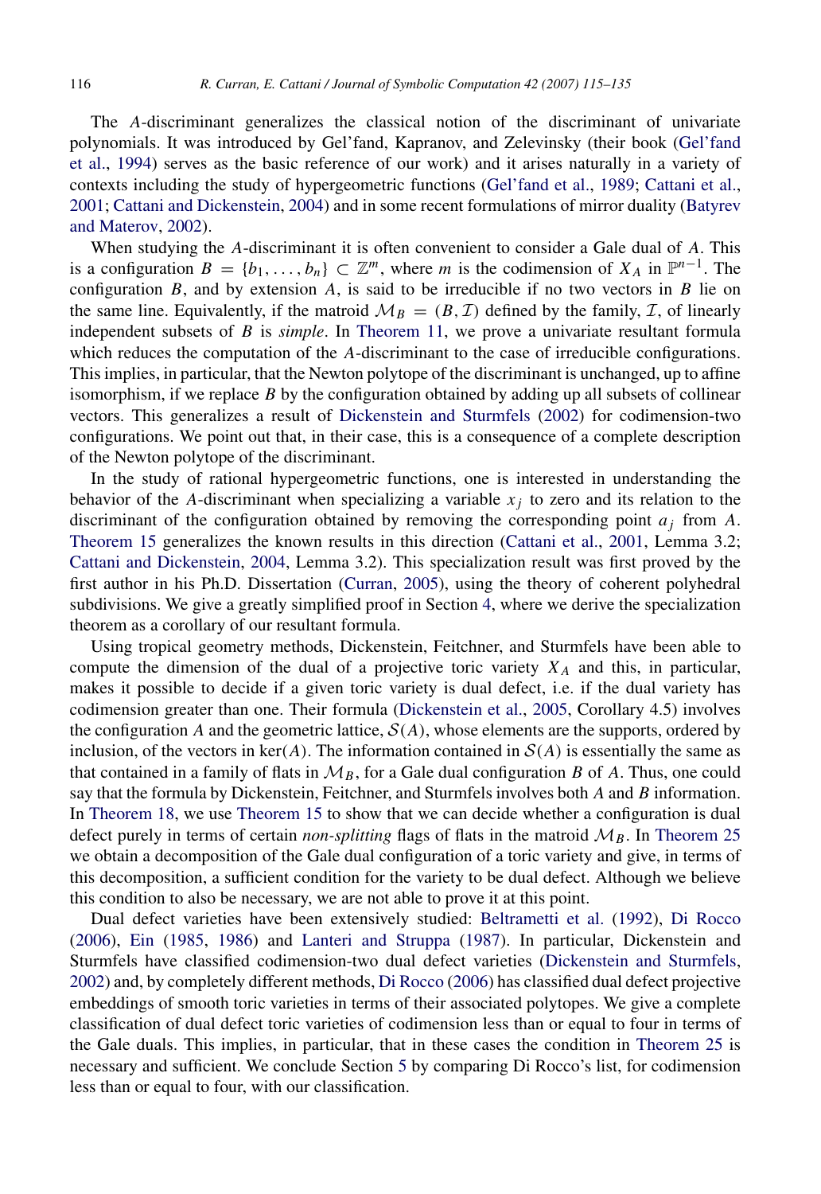The $A$-discriminant generalizes the classical notion of the discriminant of univariate polynomials. It was introduced by Gel'fand, Kapranov, and Zelevinsky (their book (Gel'fand et al., 1994) serves as the basic reference of our work) and it arises naturally in a variety of contexts including the study of hypergeometric functions (Gel'fand et al., 1989; Cattani et al., 2001; Cattani and Dickenstein, 2004) and in some recent formulations of mirror duality (Batyrev and Materov, 2002).

When studying the $A$-discriminant it is often convenient to consider a Gale dual of $A$. This is a configuration $B = \{b_1, \ldots, b_n\} \subset \mathbb{Z}^m$, where $m$ is the codimension of $X_A$ in $\mathbb{P}^{n-1}$. The configuration $B$, and by extension $A$, is said to be irreducible if no two vectors in $B$ lie on the same line. Equivalently, if the matroid $\mathcal{M}_B = (B, \mathcal{I})$ defined by the family, $\mathcal{I}$, of linearly independent subsets of $B$ is *simple*. In Theorem 11, we prove a univariate resultant formula which reduces the computation of the $A$-discriminant to the case of irreducible configurations. This implies, in particular, that the Newton polytope of the discriminant is unchanged, up to affine isomorphism, if we replace $B$ by the configuration obtained by adding up all subsets of collinear vectors. This generalizes a result of Dickenstein and Sturmfels (2002) for codimension-two configurations. We point out that, in their case, this is a consequence of a complete description of the Newton polytope of the discriminant.

In the study of rational hypergeometric functions, one is interested in understanding the behavior of the $A$-discriminant when specializing a variable $x_j$ to zero and its relation to the discriminant of the configuration obtained by removing the corresponding point $a_j$ from $A$. Theorem 15 generalizes the known results in this direction (Cattani et al., 2001, Lemma 3.2; Cattani and Dickenstein, 2004, Lemma 3.2). This specialization result was first proved by the first author in his Ph.D. Dissertation (Curran, 2005), using the theory of coherent polyhedral subdivisions. We give a greatly simplified proof in Section 4, where we derive the specialization theorem as a corollary of our resultant formula.

Using tropical geometry methods, Dickenstein, Feitchner, and Sturmfels have been able to compute the dimension of the dual of a projective toric variety $X_A$ and this, in particular, makes it possible to decide if a given toric variety is dual defect, i.e. if the dual variety has codimension greater than one. Their formula (Dickenstein et al., 2005, Corollary 4.5) involves the configuration $A$ and the geometric lattice, $\mathcal{S}(A)$, whose elements are the supports, ordered by inclusion, of the vectors in $\ker(A)$. The information contained in $\mathcal{S}(A)$ is essentially the same as that contained in a family of flats in $\mathcal{M}_B$, for a Gale dual configuration $B$ of $A$. Thus, one could say that the formula by Dickenstein, Feitchner, and Sturmfels involves both $A$ and $B$ information. In Theorem 18, we use Theorem 15 to show that we can decide whether a configuration is dual defect purely in terms of certain *non-splitting* flags of flats in the matroid $\mathcal{M}_B$. In Theorem 25 we obtain a decomposition of the Gale dual configuration of a toric variety and give, in terms of this decomposition, a sufficient condition for the variety to be dual defect. Although we believe this condition to also be necessary, we are not able to prove it at this point.

Dual defect varieties have been extensively studied: Beltrametti et al. (1992), Di Rocco (2006), Ein (1985, 1986) and Lanteri and Struppa (1987). In particular, Dickenstein and Sturmfels have classified codimension-two dual defect varieties (Dickenstein and Sturmfels, 2002) and, by completely different methods, Di Rocco (2006) has classified dual defect projective embeddings of smooth toric varieties in terms of their associated polytopes. We give a complete classification of dual defect toric varieties of codimension less than or equal to four in terms of the Gale duals. This implies, in particular, that in these cases the condition in Theorem 25 is necessary and sufficient. We conclude Section 5 by comparing Di Rocco's list, for codimension less than or equal to four, with our classification.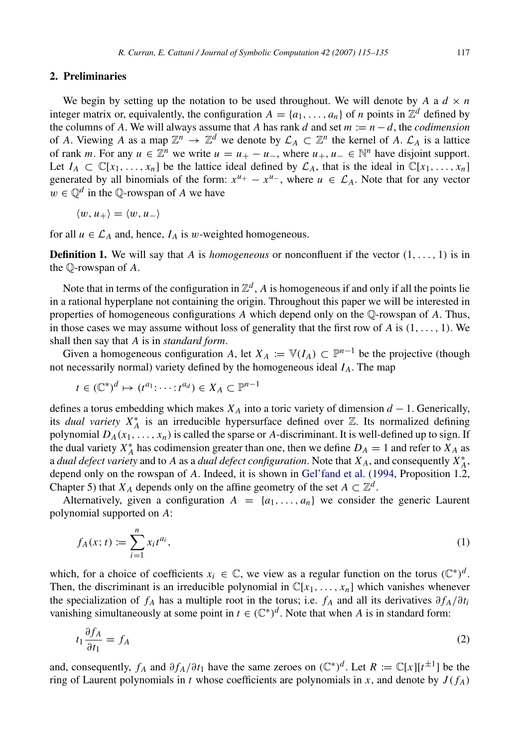## 2. Preliminaries

We begin by setting up the notation to be used throughout. We will denote by $A$ a $d \times n$ integer matrix or, equivalently, the configuration $A = \{a_1, \ldots, a_n\}$ of $n$ points in $\mathbb{Z}^d$ defined by the columns of $A$. We will always assume that $A$ has rank $d$ and set $m := n - d$, the *codimension* of $A$. Viewing $A$ as a map $\mathbb{Z}^n \to \mathbb{Z}^d$ we denote by $\mathcal{L}_A \subset \mathbb{Z}^n$ the kernel of $A$. $\mathcal{L}_A$ is a lattice of rank $m$. For any $u \in \mathbb{Z}^n$ we write $u = u_+ - u_-$, where $u_+, u_- \in \mathbb{N}^n$ have disjoint support. Let $I_A \subset \mathbb{C}[x_1, \ldots, x_n]$ be the lattice ideal defined by $\mathcal{L}_A$, that is the ideal in $\mathbb{C}[x_1, \ldots, x_n]$ generated by all binomials of the form: $x^{u_+} - x^{u_-}$, where $u \in \mathcal{L}_A$. Note that for any vector $w \in \mathbb{Q}^d$ in the $\mathbb{Q}$-rowspan of $A$ we have

$$\langle w, u_+ \rangle = \langle w, u_- \rangle$$

for all $u \in \mathcal{L}_A$ and, hence, $I_A$ is $w$-weighted homogeneous.

**Definition 1.** We will say that $A$ is *homogeneous* or nonconfluent if the vector $(1, \ldots, 1)$ is in the $\mathbb{Q}$-rowspan of $A$.

Note that in terms of the configuration in $\mathbb{Z}^d$, $A$ is homogeneous if and only if all the points lie in a rational hyperplane not containing the origin. Throughout this paper we will be interested in properties of homogeneous configurations $A$ which depend only on the $\mathbb{Q}$-rowspan of $A$. Thus, in those cases we may assume without loss of generality that the first row of $A$ is $(1, \ldots, 1)$. We shall then say that $A$ is in *standard form*.

Given a homogeneous configuration $A$, let $X_A := \mathbb{V}(I_A) \subset \mathbb{P}^{n-1}$ be the projective (though not necessarily normal) variety defined by the homogeneous ideal $I_A$. The map

$$t \in (\mathbb{C}^*)^d \mapsto (t^{a_1} : \cdots : t^{a_d}) \in X_A \subset \mathbb{P}^{n-1}$$

defines a torus embedding which makes $X_A$ into a toric variety of dimension $d - 1$. Generically, its *dual variety* $X_A^*$ is an irreducible hypersurface defined over $\mathbb{Z}$. Its normalized defining polynomial $D_A(x_1, \ldots, x_n)$ is called the sparse or $A$-discriminant. It is well-defined up to sign. If the dual variety $X_A^*$ has codimension greater than one, then we define $D_A = 1$ and refer to $X_A$ as a *dual defect variety* and to $A$ as a *dual defect configuration*. Note that $X_A$, and consequently $X_A^*$, depend only on the rowspan of $A$. Indeed, it is shown in Gel'fand et al. (1994, Proposition 1.2, Chapter 5) that $X_A$ depends only on the affine geometry of the set $A \subset \mathbb{Z}^d$.

Alternatively, given a configuration $A = \{a_1, \ldots, a_n\}$ we consider the generic Laurent polynomial supported on $A$:

$$f_A(x; t) := \sum_{i=1}^{n} x_i t^{a_i}, \tag{1}$$

which, for a choice of coefficients $x_i \in \mathbb{C}$, we view as a regular function on the torus $(\mathbb{C}^*)^d$. Then, the discriminant is an irreducible polynomial in $\mathbb{C}[x_1, \ldots, x_n]$ which vanishes whenever the specialization of $f_A$ has a multiple root in the torus; i.e. $f_A$ and all its derivatives $\partial f_A / \partial t_i$ vanishing simultaneously at some point in $t \in (\mathbb{C}^*)^d$. Note that when $A$ is in standard form:

$$t_1 \frac{\partial f_A}{\partial t_1} = f_A \tag{2}$$

and, consequently, $f_A$ and $\partial f_A / \partial t_1$ have the same zeroes on $(\mathbb{C}^*)^d$. Let $R := \mathbb{C}[x][t^{\pm 1}]$ be the ring of Laurent polynomials in $t$ whose coefficients are polynomials in $x$, and denote by $J(f_A)$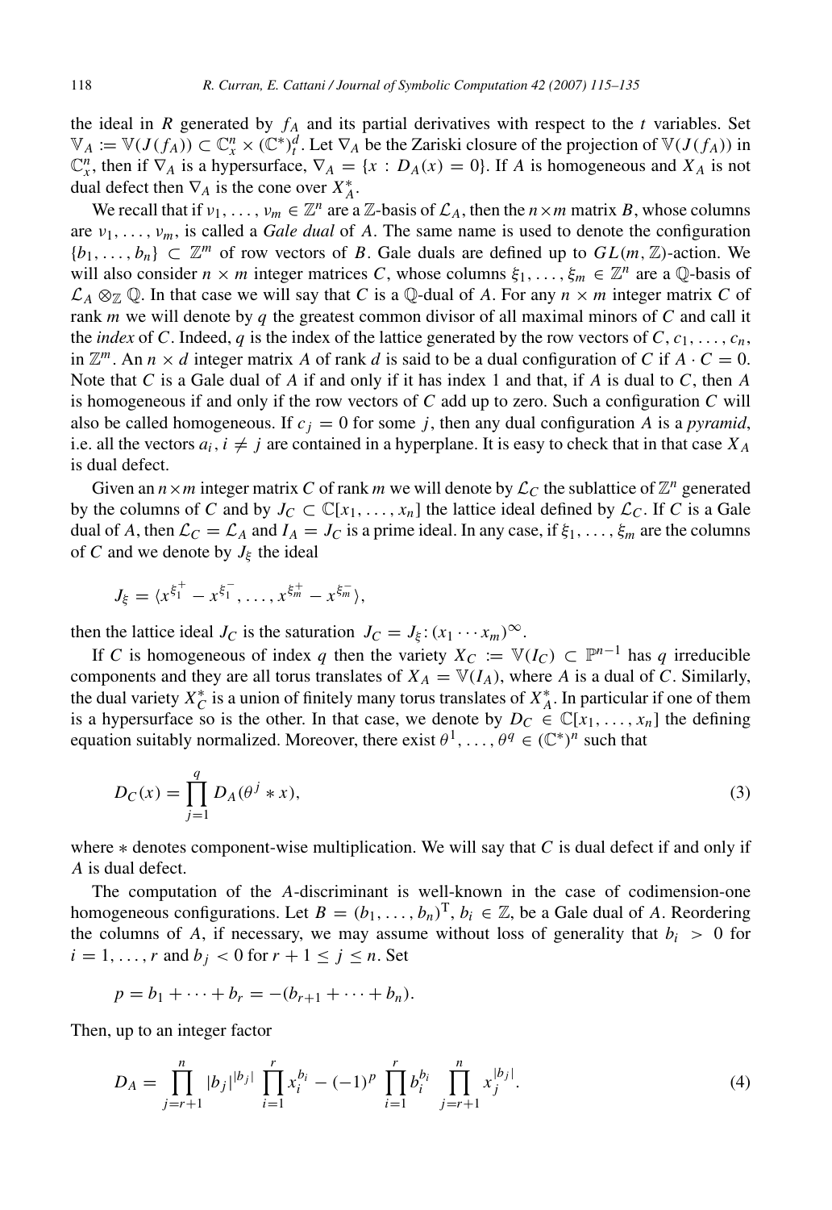the ideal in $R$ generated by $f_A$ and its partial derivatives with respect to the $t$ variables. Set $\mathbb{V}_A := \mathbb{V}(J(f_A)) \subset \mathbb{C}_x^n \times (\mathbb{C}^*)_t^d$. Let $\nabla_A$ be the Zariski closure of the projection of $\mathbb{V}(J(f_A))$ in $\mathbb{C}_x^n$, then if $\nabla_A$ is a hypersurface, $\nabla_A = \{x : D_A(x) = 0\}$. If $A$ is homogeneous and $X_A$ is not dual defect then $\nabla_A$ is the cone over $X_A^*$.

We recall that if $\nu_1, \ldots, \nu_m \in \mathbb{Z}^n$ are a $\mathbb{Z}$-basis of $\mathcal{L}_A$, then the $n \times m$ matrix $B$, whose columns are $\nu_1, \ldots, \nu_m$, is called a *Gale dual* of $A$. The same name is used to denote the configuration $\{b_1, \ldots, b_n\} \subset \mathbb{Z}^m$ of row vectors of $B$. Gale duals are defined up to $GL(m, \mathbb{Z})$-action. We will also consider $n \times m$ integer matrices $C$, whose columns $\xi_1, \ldots, \xi_m \in \mathbb{Z}^n$ are a $\mathbb{Q}$-basis of $\mathcal{L}_A \otimes_{\mathbb{Z}} \mathbb{Q}$. In that case we will say that $C$ is a $\mathbb{Q}$-dual of $A$. For any $n \times m$ integer matrix $C$ of rank $m$ we will denote by $q$ the greatest common divisor of all maximal minors of $C$ and call it the *index* of $C$. Indeed, $q$ is the index of the lattice generated by the row vectors of $C$, $c_1, \ldots, c_n$, in $\mathbb{Z}^m$. An $n \times d$ integer matrix $A$ of rank $d$ is said to be a dual configuration of $C$ if $A \cdot C = 0$. Note that $C$ is a Gale dual of $A$ if and only if it has index 1 and that, if $A$ is dual to $C$, then $A$ is homogeneous if and only if the row vectors of $C$ add up to zero. Such a configuration $C$ will also be called homogeneous. If $c_j = 0$ for some $j$, then any dual configuration $A$ is a *pyramid*, i.e. all the vectors $a_i$, $i \neq j$ are contained in a hyperplane. It is easy to check that in that case $X_A$ is dual defect.

Given an $n \times m$ integer matrix $C$ of rank $m$ we will denote by $\mathcal{L}_C$ the sublattice of $\mathbb{Z}^n$ generated by the columns of $C$ and by $J_C \subset \mathbb{C}[x_1, \ldots, x_n]$ the lattice ideal defined by $\mathcal{L}_C$. If $C$ is a Gale dual of $A$, then $\mathcal{L}_C = \mathcal{L}_A$ and $I_A = J_C$ is a prime ideal. In any case, if $\xi_1, \ldots, \xi_m$ are the columns of $C$ and we denote by $J_\xi$ the ideal

$$J_\xi = \langle x^{\xi_1^+} - x^{\xi_1^-}, \ldots, x^{\xi_m^+} - x^{\xi_m^-} \rangle,$$

then the lattice ideal $J_C$ is the saturation $J_C = J_\xi : (x_1 \cdots x_m)^\infty$.

If $C$ is homogeneous of index $q$ then the variety $X_C := \mathbb{V}(I_C) \subset \mathbb{P}^{n-1}$ has $q$ irreducible components and they are all torus translates of $X_A = \mathbb{V}(I_A)$, where $A$ is a dual of $C$. Similarly, the dual variety $X_C^*$ is a union of finitely many torus translates of $X_A^*$. In particular if one of them is a hypersurface so is the other. In that case, we denote by $D_C \in \mathbb{C}[x_1, \ldots, x_n]$ the defining equation suitably normalized. Moreover, there exist $\theta^1, \ldots, \theta^q \in (\mathbb{C}^*)^n$ such that

$$D_C(x) = \prod_{j=1}^{q} D_A(\theta^j * x), \tag{3}$$

where $*$ denotes component-wise multiplication. We will say that $C$ is dual defect if and only if $A$ is dual defect.

The computation of the $A$-discriminant is well-known in the case of codimension-one homogeneous configurations. Let $B = (b_1, \ldots, b_n)^{\mathrm{T}}$, $b_i \in \mathbb{Z}$, be a Gale dual of $A$. Reordering the columns of $A$, if necessary, we may assume without loss of generality that $b_i > 0$ for $i = 1, \ldots, r$ and $b_j < 0$ for $r + 1 \leq j \leq n$. Set

$$p = b_1 + \cdots + b_r = -(b_{r+1} + \cdots + b_n).$$

Then, up to an integer factor

$$D_A = \prod_{j=r+1}^{n} |b_j|^{|b_j|} \prod_{i=1}^{r} x_i^{b_i} - (-1)^p \prod_{i=1}^{r} b_i^{b_i} \prod_{j=r+1}^{n} x_j^{|b_j|}. \tag{4}$$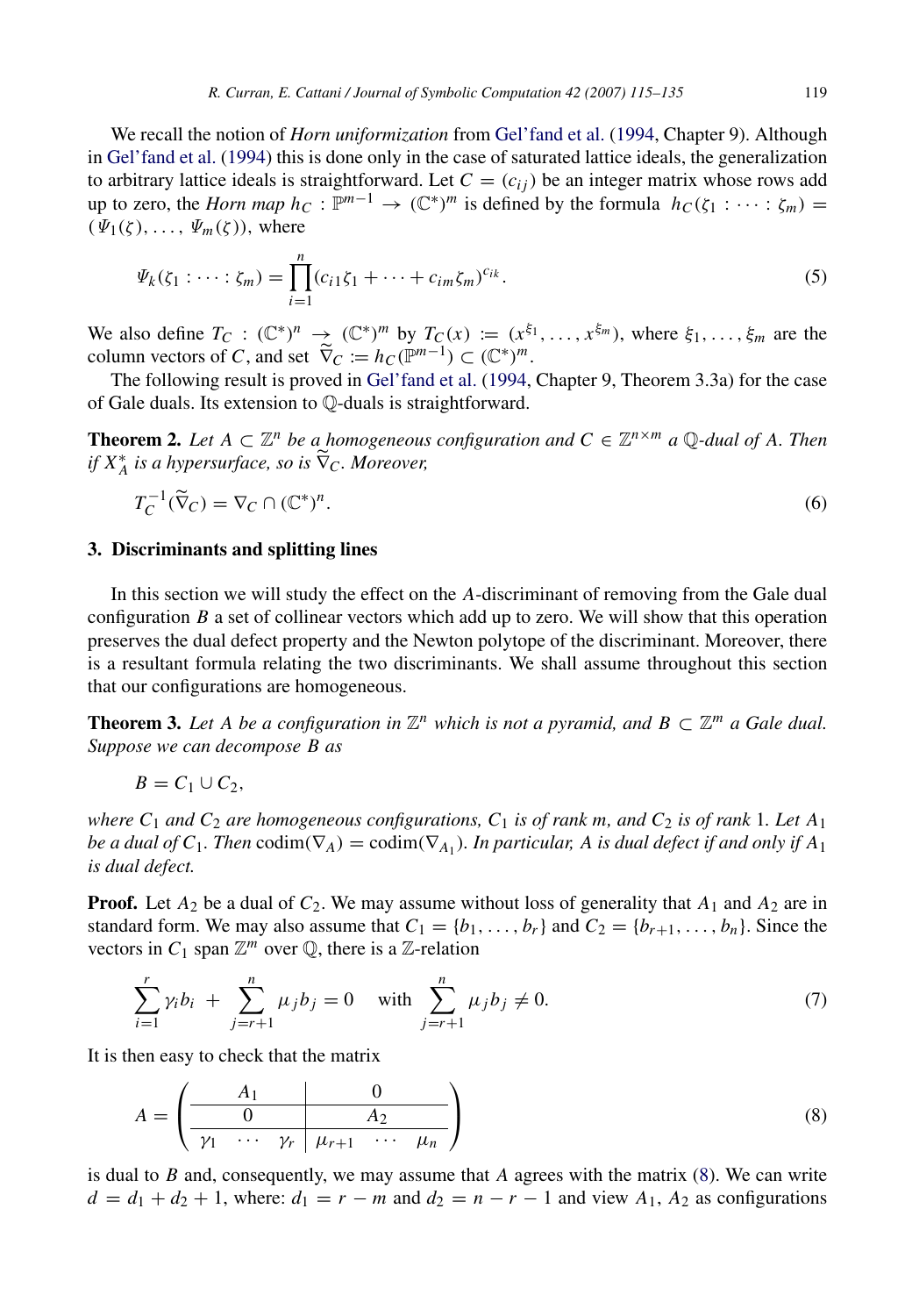We recall the notion of *Horn uniformization* from Gel'fand et al. (1994, Chapter 9). Although in Gel'fand et al. (1994) this is done only in the case of saturated lattice ideals, the generalization to arbitrary lattice ideals is straightforward. Let $C = (c_{ij})$ be an integer matrix whose rows add up to zero, the *Horn map* $h_C : \mathbb{P}^{m-1} \to (\mathbb{C}^*)^m$ is defined by the formula $h_C(\zeta_1 : \cdots : \zeta_m) = (\Psi_1(\zeta), \ldots, \Psi_m(\zeta))$, where

$$\Psi_k(\zeta_1 : \cdots : \zeta_m) = \prod_{i=1}^{n} (c_{i1}\zeta_1 + \cdots + c_{im}\zeta_m)^{c_{ik}}. \tag{5}$$

We also define $T_C : (\mathbb{C}^*)^n \to (\mathbb{C}^*)^m$ by $T_C(x) := (x^{\xi_1}, \ldots, x^{\xi_m})$, where $\xi_1, \ldots, \xi_m$ are the column vectors of $C$, and set $\widetilde{\nabla}_C := h_C(\mathbb{P}^{m-1}) \subset (\mathbb{C}^*)^m$.

The following result is proved in Gel'fand et al. (1994, Chapter 9, Theorem 3.3a) for the case of Gale duals. Its extension to $\mathbb{Q}$-duals is straightforward.

**Theorem 2.** *Let $A \subset \mathbb{Z}^n$ be a homogeneous configuration and $C \in \mathbb{Z}^{n\times m}$ a $\mathbb{Q}$-dual of $A$. Then if $X_A^*$ is a hypersurface, so is $\widetilde{\nabla}_C$. Moreover,*

$$T_C^{-1}(\widetilde{\nabla}_C) = \nabla_C \cap (\mathbb{C}^*)^n. \tag{6}$$

## 3. Discriminants and splitting lines

In this section we will study the effect on the $A$-discriminant of removing from the Gale dual configuration $B$ a set of collinear vectors which add up to zero. We will show that this operation preserves the dual defect property and the Newton polytope of the discriminant. Moreover, there is a resultant formula relating the two discriminants. We shall assume throughout this section that our configurations are homogeneous.

**Theorem 3.** *Let $A$ be a configuration in $\mathbb{Z}^n$ which is not a pyramid, and $B \subset \mathbb{Z}^m$ a Gale dual. Suppose we can decompose $B$ as*

$$B = C_1 \cup C_2,$$

*where $C_1$ and $C_2$ are homogeneous configurations, $C_1$ is of rank $m$, and $C_2$ is of rank 1. Let $A_1$ be a dual of $C_1$. Then $\operatorname{codim}(\nabla_A) = \operatorname{codim}(\nabla_{A_1})$. In particular, $A$ is dual defect if and only if $A_1$ is dual defect.*

**Proof.** Let $A_2$ be a dual of $C_2$. We may assume without loss of generality that $A_1$ and $A_2$ are in standard form. We may also assume that $C_1 = \{b_1, \ldots, b_r\}$ and $C_2 = \{b_{r+1}, \ldots, b_n\}$. Since the vectors in $C_1$ span $\mathbb{Z}^m$ over $\mathbb{Q}$, there is a $\mathbb{Z}$-relation

$$\sum_{i=1}^{r} \gamma_i b_i \;+\; \sum_{j=r+1}^{n} \mu_j b_j = 0 \quad \text{with} \quad \sum_{j=r+1}^{n} \mu_j b_j \neq 0. \tag{7}$$

It is then easy to check that the matrix

$$A = \left( \begin{array}{ccc|ccc} & A_1 & & & 0 & \\ \hline & 0 & & & A_2 & \\ \hline \gamma_1 & \cdots & \gamma_r & \mu_{r+1} & \cdots & \mu_n \end{array} \right) \tag{8}$$

is dual to $B$ and, consequently, we may assume that $A$ agrees with the matrix (8). We can write $d = d_1 + d_2 + 1$, where: $d_1 = r - m$ and $d_2 = n - r - 1$ and view $A_1$, $A_2$ as configurations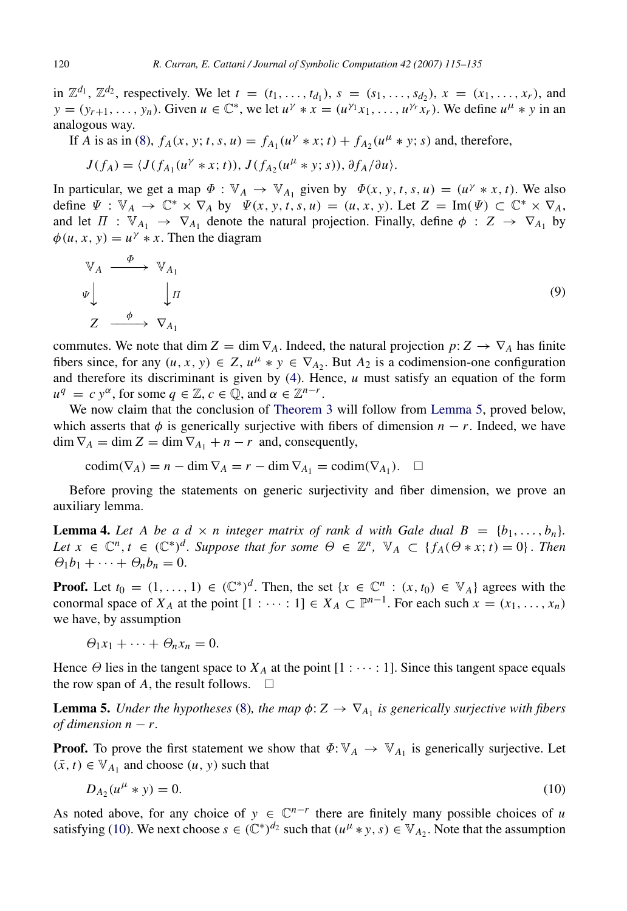in $\mathbb{Z}^{d_1}$, $\mathbb{Z}^{d_2}$, respectively. We let $t = (t_1, \ldots, t_{d_1})$, $s = (s_1, \ldots, s_{d_2})$, $x = (x_1, \ldots, x_r)$, and $y = (y_{r+1}, \ldots, y_n)$. Given $u \in \mathbb{C}^*$, we let $u^\gamma * x = (u^{\gamma_1} x_1, \ldots, u^{\gamma_r} x_r)$. We define $u^\mu * y$ in an analogous way.

If $A$ is as in (8), $f_A(x, y; t, s, u) = f_{A_1}(u^\gamma * x; t) + f_{A_2}(u^\mu * y; s)$ and, therefore,

$$J(f_A) = \langle J(f_{A_1}(u^\gamma * x; t)), J(f_{A_2}(u^\mu * y; s)), \partial f_A / \partial u \rangle.$$

In particular, we get a map $\Phi : \mathbb{V}_A \to \mathbb{V}_{A_1}$ given by $\Phi(x, y, t, s, u) = (u^\gamma * x, t)$. We also define $\Psi : \mathbb{V}_A \to \mathbb{C}^* \times \nabla_A$ by $\Psi(x, y, t, s, u) = (u, x, y)$. Let $Z = \operatorname{Im}(\Psi) \subset \mathbb{C}^* \times \nabla_A$, and let $\Pi : \mathbb{V}_{A_1} \to \nabla_{A_1}$ denote the natural projection. Finally, define $\phi : Z \to \nabla_{A_1}$ by $\phi(u, x, y) = u^\gamma * x$. Then the diagram

$$\begin{array}{ccc} \mathbb{V}_A & \xrightarrow{\Phi} & \mathbb{V}_{A_1} \\ \Psi \downarrow & & \downarrow \Pi \\ Z & \xrightarrow{\phi} & \nabla_{A_1} \end{array} \tag{9}$$

commutes. We note that $\dim Z = \dim \nabla_A$. Indeed, the natural projection $p: Z \to \nabla_A$ has finite fibers since, for any $(u, x, y) \in Z$, $u^\mu * y \in \nabla_{A_2}$. But $A_2$ is a codimension-one configuration and therefore its discriminant is given by (4). Hence, $u$ must satisfy an equation of the form $u^q = c\, y^\alpha$, for some $q \in \mathbb{Z}$, $c \in \mathbb{Q}$, and $\alpha \in \mathbb{Z}^{n-r}$.

We now claim that the conclusion of Theorem 3 will follow from Lemma 5, proved below, which asserts that $\phi$ is generically surjective with fibers of dimension $n - r$. Indeed, we have $\dim \nabla_A = \dim Z = \dim \nabla_{A_1} + n - r$ and, consequently,

$$\operatorname{codim}(\nabla_A) = n - \dim \nabla_A = r - \dim \nabla_{A_1} = \operatorname{codim}(\nabla_{A_1}). \quad \square$$

Before proving the statements on generic surjectivity and fiber dimension, we prove an auxiliary lemma.

**Lemma 4.** *Let $A$ be a $d \times n$ integer matrix of rank $d$ with Gale dual $B = \{b_1, \ldots, b_n\}$. Let $x \in \mathbb{C}^n$, $t \in (\mathbb{C}^*)^d$. Suppose that for some $\Theta \in \mathbb{Z}^n$, $\mathbb{V}_A \subset \{f_A(\Theta * x; t) = 0\}$. Then $\Theta_1 b_1 + \cdots + \Theta_n b_n = 0$.*

**Proof.** Let $t_0 = (1, \ldots, 1) \in (\mathbb{C}^*)^d$. Then, the set $\{x \in \mathbb{C}^n : (x, t_0) \in \mathbb{V}_A\}$ agrees with the conormal space of $X_A$ at the point $[1 : \cdots : 1] \in X_A \subset \mathbb{P}^{n-1}$. For each such $x = (x_1, \ldots, x_n)$ we have, by assumption

$$\Theta_1 x_1 + \cdots + \Theta_n x_n = 0.$$

Hence $\Theta$ lies in the tangent space to $X_A$ at the point $[1 : \cdots : 1]$. Since this tangent space equals the row span of $A$, the result follows. $\square$

**Lemma 5.** *Under the hypotheses (8), the map $\phi: Z \to \nabla_{A_1}$ is generically surjective with fibers of dimension $n - r$.*

**Proof.** To prove the first statement we show that $\Phi: \mathbb{V}_A \to \mathbb{V}_{A_1}$ is generically surjective. Let $(\bar{x}, t) \in \mathbb{V}_{A_1}$ and choose $(u, y)$ such that

$$D_{A_2}(u^\mu * y) = 0. \tag{10}$$

As noted above, for any choice of $y \in \mathbb{C}^{n-r}$ there are finitely many possible choices of $u$ satisfying (10). We next choose $s \in (\mathbb{C}^*)^{d_2}$ such that $(u^\mu * y, s) \in \mathbb{V}_{A_2}$. Note that the assumption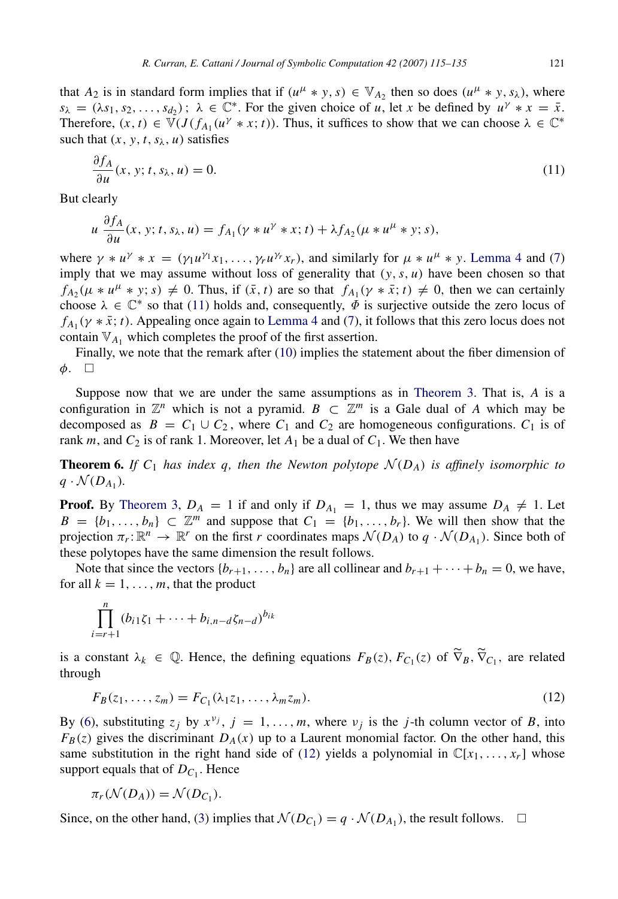that $A_2$ is in standard form implies that if $(u^\mu * y, s) \in \mathbb{V}_{A_2}$ then so does $(u^\mu * y, s_\lambda)$, where $s_\lambda = (\lambda s_1, s_2, \ldots, s_{d_2})$; $\lambda \in \mathbb{C}^*$. For the given choice of $u$, let $x$ be defined by $u^\gamma * x = \bar{x}$. Therefore, $(x, t) \in \mathbb{V}(J(f_{A_1}(u^\gamma * x; t))$. Thus, it suffices to show that we can choose $\lambda \in \mathbb{C}^*$ such that $(x, y, t, s_\lambda, u)$ satisfies

$$\frac{\partial f_A}{\partial u}(x, y; t, s_\lambda, u) = 0. \tag{11}$$

But clearly

$$u\,\frac{\partial f_A}{\partial u}(x, y; t, s_\lambda, u) = f_{A_1}(\gamma * u^\gamma * x; t) + \lambda f_{A_2}(\mu * u^\mu * y; s),$$

where $\gamma * u^\gamma * x = (\gamma_1 u^{\gamma_1} x_1, \ldots, \gamma_r u^{\gamma_r} x_r)$, and similarly for $\mu * u^\mu * y$. Lemma 4 and (7) imply that we may assume without loss of generality that $(y, s, u)$ have been chosen so that $f_{A_2}(\mu * u^\mu * y; s) \neq 0$. Thus, if $(\bar{x}, t)$ are so that $f_{A_1}(\gamma * \bar{x}; t) \neq 0$, then we can certainly choose $\lambda \in \mathbb{C}^*$ so that (11) holds and, consequently, $\Phi$ is surjective outside the zero locus of $f_{A_1}(\gamma * \bar{x}; t)$. Appealing once again to Lemma 4 and (7), it follows that this zero locus does not contain $\mathbb{V}_{A_1}$ which completes the proof of the first assertion.

Finally, we note that the remark after (10) implies the statement about the fiber dimension of $\phi$. $\square$

Suppose now that we are under the same assumptions as in Theorem 3. That is, $A$ is a configuration in $\mathbb{Z}^n$ which is not a pyramid. $B \subset \mathbb{Z}^m$ is a Gale dual of $A$ which may be decomposed as $B = C_1 \cup C_2$, where $C_1$ and $C_2$ are homogeneous configurations. $C_1$ is of rank $m$, and $C_2$ is of rank 1. Moreover, let $A_1$ be a dual of $C_1$. We then have

**Theorem 6.** *If $C_1$ has index $q$, then the Newton polytope $\mathcal{N}(D_A)$ is affinely isomorphic to $q \cdot \mathcal{N}(D_{A_1})$.*

**Proof.** By Theorem 3, $D_A = 1$ if and only if $D_{A_1} = 1$, thus we may assume $D_A \neq 1$. Let $B = \{b_1, \ldots, b_n\} \subset \mathbb{Z}^m$ and suppose that $C_1 = \{b_1, \ldots, b_r\}$. We will then show that the projection $\pi_r : \mathbb{R}^n \to \mathbb{R}^r$ on the first $r$ coordinates maps $\mathcal{N}(D_A)$ to $q \cdot \mathcal{N}(D_{A_1})$. Since both of these polytopes have the same dimension the result follows.

Note that since the vectors $\{b_{r+1}, \ldots, b_n\}$ are all collinear and $b_{r+1} + \cdots + b_n = 0$, we have, for all $k = 1, \ldots, m$, that the product

$$\prod_{i=r+1}^{n} (b_{i1}\zeta_1 + \cdots + b_{i,n-d}\zeta_{n-d})^{b_{ik}}$$

is a constant $\lambda_k \in \mathbb{Q}$. Hence, the defining equations $F_B(z), F_{C_1}(z)$ of $\widetilde{\nabla}_B, \widetilde{\nabla}_{C_1}$, are related through

$$F_B(z_1, \ldots, z_m) = F_{C_1}(\lambda_1 z_1, \ldots, \lambda_m z_m). \tag{12}$$

By (6), substituting $z_j$ by $x^{\nu_j}$, $j = 1, \ldots, m$, where $\nu_j$ is the $j$-th column vector of $B$, into $F_B(z)$ gives the discriminant $D_A(x)$ up to a Laurent monomial factor. On the other hand, this same substitution in the right hand side of (12) yields a polynomial in $\mathbb{C}[x_1, \ldots, x_r]$ whose support equals that of $D_{C_1}$. Hence

$$\pi_r(\mathcal{N}(D_A)) = \mathcal{N}(D_{C_1}).$$

Since, on the other hand, (3) implies that $\mathcal{N}(D_{C_1}) = q \cdot \mathcal{N}(D_{A_1})$, the result follows. $\square$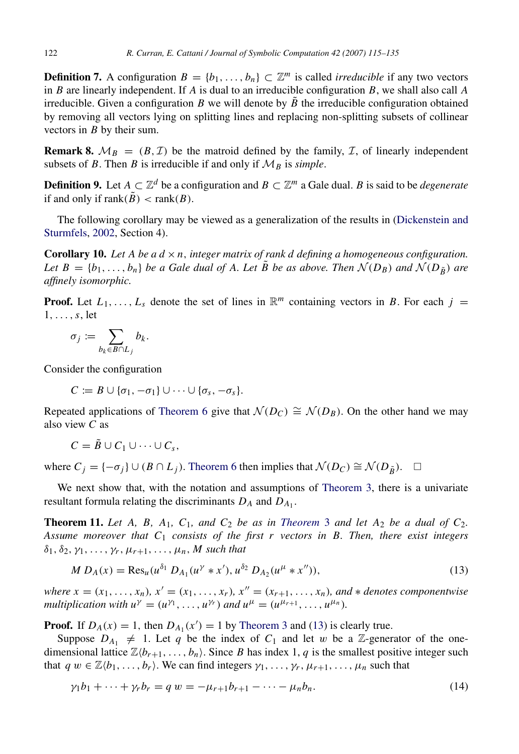**Definition 7.** A configuration $B = \{b_1, \ldots, b_n\} \subset \mathbb{Z}^m$ is called *irreducible* if any two vectors in $B$ are linearly independent. If $A$ is dual to an irreducible configuration $B$, we shall also call $A$ irreducible. Given a configuration $B$ we will denote by $\tilde{B}$ the irreducible configuration obtained by removing all vectors lying on splitting lines and replacing non-splitting subsets of collinear vectors in $B$ by their sum.

**Remark 8.** $\mathcal{M}_B = (B, \mathcal{I})$ be the matroid defined by the family, $\mathcal{I}$, of linearly independent subsets of $B$. Then $B$ is irreducible if and only if $\mathcal{M}_B$ is *simple*.

**Definition 9.** Let $A \subset \mathbb{Z}^d$ be a configuration and $B \subset \mathbb{Z}^m$ a Gale dual. $B$ is said to be *degenerate* if and only if $\operatorname{rank}(\tilde{B}) < \operatorname{rank}(B)$.

The following corollary may be viewed as a generalization of the results in (Dickenstein and Sturmfels, 2002, Section 4).

**Corollary 10.** *Let $A$ be a $d \times n$, integer matrix of rank $d$ defining a homogeneous configuration. Let $B = \{b_1, \ldots, b_n\}$ be a Gale dual of $A$. Let $\tilde{B}$ be as above. Then $\mathcal{N}(D_B)$ and $\mathcal{N}(D_{\tilde{B}})$ are affinely isomorphic.*

**Proof.** Let $L_1, \ldots, L_s$ denote the set of lines in $\mathbb{R}^m$ containing vectors in $B$. For each $j = 1, \ldots, s$, let

$$\sigma_j := \sum_{b_k \in B \cap L_j} b_k.$$

Consider the configuration

$$C := B \cup \{\sigma_1, -\sigma_1\} \cup \cdots \cup \{\sigma_s, -\sigma_s\}.$$

Repeated applications of Theorem 6 give that $\mathcal{N}(D_C) \cong \mathcal{N}(D_B)$. On the other hand we may also view $C$ as

$$C = \tilde{B} \cup C_1 \cup \cdots \cup C_s,$$

where $C_j = \{-\sigma_j\} \cup (B \cap L_j)$. Theorem 6 then implies that $\mathcal{N}(D_C) \cong \mathcal{N}(D_{\tilde{B}})$. $\square$

We next show that, with the notation and assumptions of Theorem 3, there is a univariate resultant formula relating the discriminants $D_A$ and $D_{A_1}$.

**Theorem 11.** *Let $A$, $B$, $A_1$, $C_1$, and $C_2$ be as in Theorem 3 and let $A_2$ be a dual of $C_2$. Assume moreover that $C_1$ consists of the first $r$ vectors in $B$. Then, there exist integers $\delta_1, \delta_2, \gamma_1, \ldots, \gamma_r, \mu_{r+1}, \ldots, \mu_n, M$ such that*

$$M\, D_A(x) = \operatorname{Res}_u(u^{\delta_1}\, D_{A_1}(u^{\gamma} * x'), u^{\delta_2}\, D_{A_2}(u^{\mu} * x'')), \tag{13}$$

*where $x = (x_1, \ldots, x_n)$, $x' = (x_1, \ldots, x_r)$, $x'' = (x_{r+1}, \ldots, x_n)$, and $*$ denotes componentwise multiplication with $u^{\gamma} = (u^{\gamma_1}, \ldots, u^{\gamma_r})$ and $u^{\mu} = (u^{\mu_{r+1}}, \ldots, u^{\mu_n})$.*

**Proof.** If $D_A(x) = 1$, then $D_{A_1}(x') = 1$ by Theorem 3 and (13) is clearly true.

Suppose $D_{A_1} \neq 1$. Let $q$ be the index of $C_1$ and let $w$ be a $\mathbb{Z}$-generator of the one-dimensional lattice $\mathbb{Z}\langle b_{r+1}, \ldots, b_n\rangle$. Since $B$ has index 1, $q$ is the smallest positive integer such that $q\, w \in \mathbb{Z}\langle b_1, \ldots, b_r\rangle$. We can find integers $\gamma_1, \ldots, \gamma_r, \mu_{r+1}, \ldots, \mu_n$ such that

$$\gamma_1 b_1 + \cdots + \gamma_r b_r = q\, w = -\mu_{r+1} b_{r+1} - \cdots - \mu_n b_n. \tag{14}$$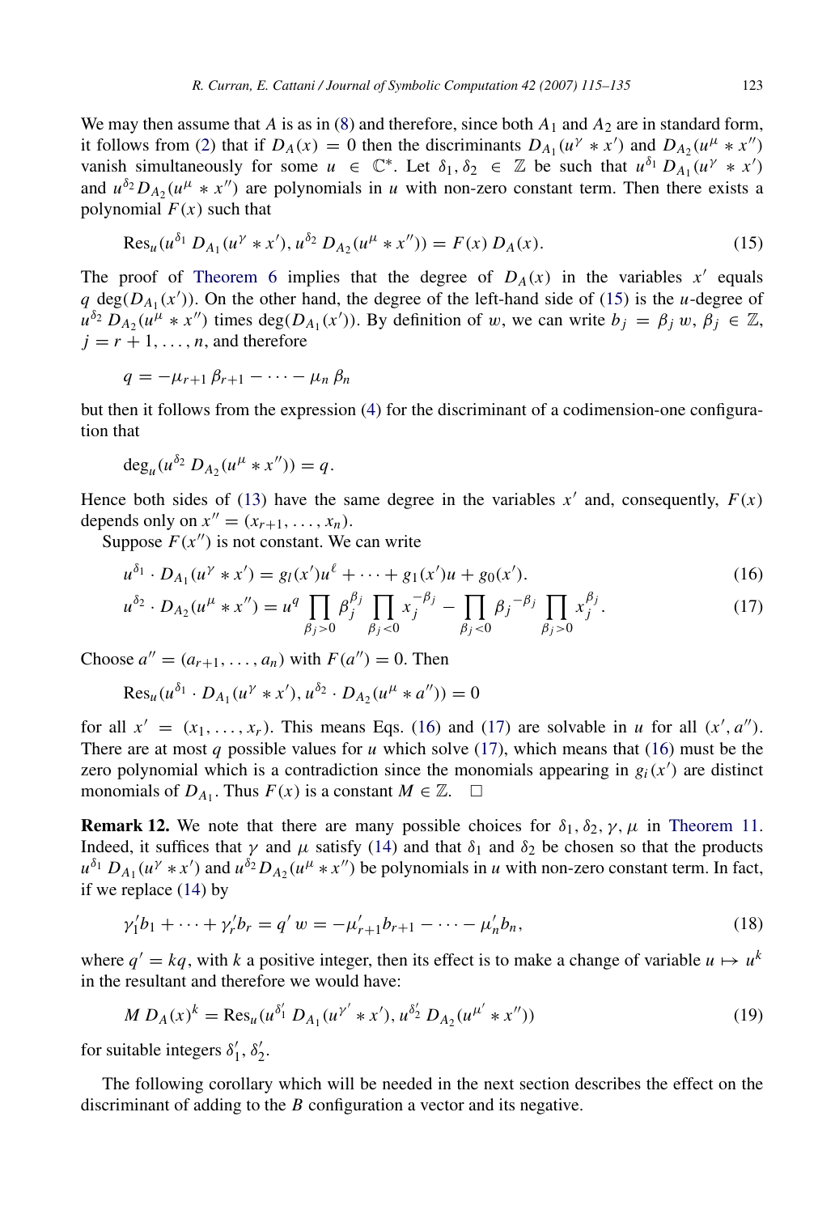We may then assume that $A$ is as in (8) and therefore, since both $A_1$ and $A_2$ are in standard form, it follows from (2) that if $D_A(x) = 0$ then the discriminants $D_{A_1}(u^\gamma * x')$ and $D_{A_2}(u^\mu * x'')$ vanish simultaneously for some $u \in \mathbb{C}^*$. Let $\delta_1, \delta_2 \in \mathbb{Z}$ be such that $u^{\delta_1} D_{A_1}(u^\gamma * x')$ and $u^{\delta_2} D_{A_2}(u^\mu * x'')$ are polynomials in $u$ with non-zero constant term. Then there exists a polynomial $F(x)$ such that

$$\operatorname{Res}_u(u^{\delta_1} D_{A_1}(u^\gamma * x'), u^{\delta_2} D_{A_2}(u^\mu * x'')) = F(x)\, D_A(x). \tag{15}$$

The proof of Theorem 6 implies that the degree of $D_A(x)$ in the variables $x'$ equals $q \deg(D_{A_1}(x'))$. On the other hand, the degree of the left-hand side of (15) is the $u$-degree of $u^{\delta_2} D_{A_2}(u^\mu * x'')$ times $\deg(D_{A_1}(x'))$. By definition of $w$, we can write $b_j = \beta_j\, w$, $\beta_j \in \mathbb{Z}$, $j = r+1, \ldots, n$, and therefore

$$q = -\mu_{r+1}\, \beta_{r+1} - \cdots - \mu_n\, \beta_n$$

but then it follows from the expression (4) for the discriminant of a codimension-one configuration that

$$\deg_u(u^{\delta_2}\, D_{A_2}(u^\mu * x'')) = q.$$

Hence both sides of (13) have the same degree in the variables $x'$ and, consequently, $F(x)$ depends only on $x'' = (x_{r+1}, \ldots, x_n)$.

Suppose $F(x'')$ is not constant. We can write

$$u^{\delta_1} \cdot D_{A_1}(u^\gamma * x') = g_l(x')u^\ell + \cdots + g_1(x')u + g_0(x'). \tag{16}$$

$$u^{\delta_2} \cdot D_{A_2}(u^\mu * x'') = u^q \prod_{\beta_j > 0} \beta_j^{\beta_j} \prod_{\beta_j < 0} x_j^{-\beta_j} - \prod_{\beta_j < 0} \beta_j^{-\beta_j} \prod_{\beta_j > 0} x_j^{\beta_j}. \tag{17}$$

Choose $a'' = (a_{r+1}, \ldots, a_n)$ with $F(a'') = 0$. Then

$$\operatorname{Res}_u(u^{\delta_1} \cdot D_{A_1}(u^\gamma * x'), u^{\delta_2} \cdot D_{A_2}(u^\mu * a'')) = 0$$

for all $x' = (x_1, \ldots, x_r)$. This means Eqs. (16) and (17) are solvable in $u$ for all $(x', a'')$. There are at most $q$ possible values for $u$ which solve (17), which means that (16) must be the zero polynomial which is a contradiction since the monomials appearing in $g_i(x')$ are distinct monomials of $D_{A_1}$. Thus $F(x)$ is a constant $M \in \mathbb{Z}$. $\square$

**Remark 12.** We note that there are many possible choices for $\delta_1, \delta_2, \gamma, \mu$ in Theorem 11. Indeed, it suffices that $\gamma$ and $\mu$ satisfy (14) and that $\delta_1$ and $\delta_2$ be chosen so that the products $u^{\delta_1} D_{A_1}(u^\gamma * x')$ and $u^{\delta_2} D_{A_2}(u^\mu * x'')$ be polynomials in $u$ with non-zero constant term. In fact, if we replace (14) by

$$\gamma_1' b_1 + \cdots + \gamma_r' b_r = q'\, w = -\mu_{r+1}' b_{r+1} - \cdots - \mu_n' b_n, \tag{18}$$

where $q' = kq$, with $k$ a positive integer, then its effect is to make a change of variable $u \mapsto u^k$ in the resultant and therefore we would have:

$$M\, D_A(x)^k = \operatorname{Res}_u(u^{\delta_1'} D_{A_1}(u^{\gamma'} * x'), u^{\delta_2'} D_{A_2}(u^{\mu'} * x'')) \tag{19}$$

for suitable integers $\delta_1', \delta_2'$.

The following corollary which will be needed in the next section describes the effect on the discriminant of adding to the $B$ configuration a vector and its negative.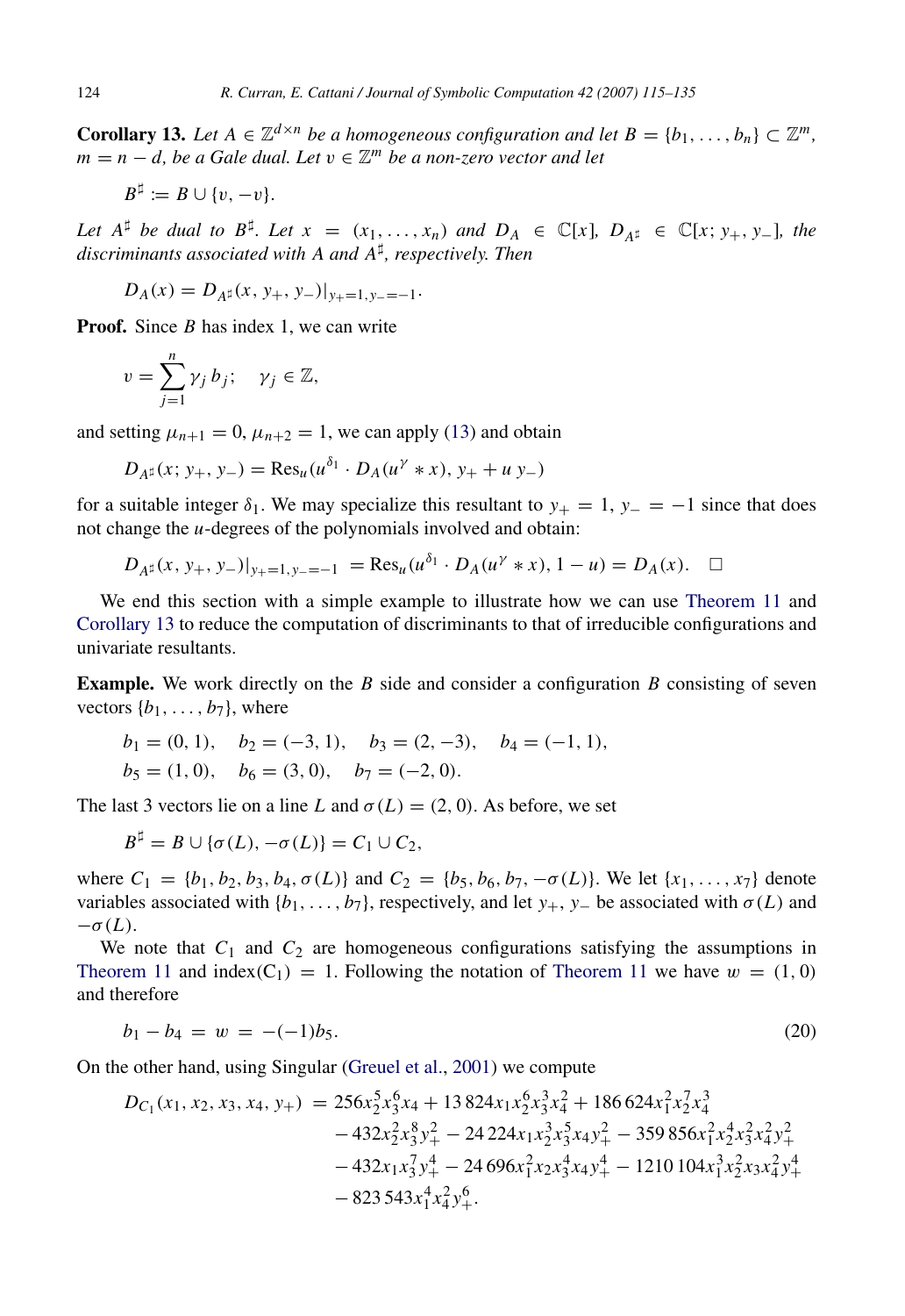**Corollary 13.** *Let $A \in \mathbb{Z}^{d\times n}$ be a homogeneous configuration and let $B = \{b_1, \ldots, b_n\} \subset \mathbb{Z}^m$, $m = n - d$, be a Gale dual. Let $v \in \mathbb{Z}^m$ be a non-zero vector and let*

$$B^\sharp := B \cup \{v, -v\}.$$

*Let $A^\sharp$ be dual to $B^\sharp$. Let $x = (x_1, \ldots, x_n)$ and $D_A \in \mathbb{C}[x]$, $D_{A^\sharp} \in \mathbb{C}[x; y_+, y_-]$, the discriminants associated with $A$ and $A^\sharp$, respectively. Then*

$$D_A(x) = D_{A^\sharp}(x, y_+, y_-)|_{y_+=1, y_-=-1}.$$

**Proof.** Since $B$ has index 1, we can write

$$v = \sum_{j=1}^{n} \gamma_j b_j; \quad \gamma_j \in \mathbb{Z},$$

and setting $\mu_{n+1} = 0$, $\mu_{n+2} = 1$, we can apply (13) and obtain

$$D_{A^\sharp}(x; y_+, y_-) = \mathrm{Res}_u(u^{\delta_1} \cdot D_A(u^\gamma * x), y_+ + u\, y_-)$$

for a suitable integer $\delta_1$. We may specialize this resultant to $y_+ = 1$, $y_- = -1$ since that does not change the $u$-degrees of the polynomials involved and obtain:

$$D_{A^\sharp}(x, y_+, y_-)|_{y_+=1, y_-=-1} = \mathrm{Res}_u(u^{\delta_1} \cdot D_A(u^\gamma * x), 1 - u) = D_A(x). \quad \square$$

We end this section with a simple example to illustrate how we can use Theorem 11 and Corollary 13 to reduce the computation of discriminants to that of irreducible configurations and univariate resultants.

**Example.** We work directly on the $B$ side and consider a configuration $B$ consisting of seven vectors $\{b_1, \ldots, b_7\}$, where

$$b_1 = (0, 1), \quad b_2 = (-3, 1), \quad b_3 = (2, -3), \quad b_4 = (-1, 1),$$
$$b_5 = (1, 0), \quad b_6 = (3, 0), \quad b_7 = (-2, 0).$$

The last 3 vectors lie on a line $L$ and $\sigma(L) = (2, 0)$. As before, we set

$$B^\sharp = B \cup \{\sigma(L), -\sigma(L)\} = C_1 \cup C_2,$$

where $C_1 = \{b_1, b_2, b_3, b_4, \sigma(L)\}$ and $C_2 = \{b_5, b_6, b_7, -\sigma(L)\}$. We let $\{x_1, \ldots, x_7\}$ denote variables associated with $\{b_1, \ldots, b_7\}$, respectively, and let $y_+$, $y_-$ be associated with $\sigma(L)$ and $-\sigma(L)$.

We note that $C_1$ and $C_2$ are homogeneous configurations satisfying the assumptions in Theorem 11 and $\mathrm{index}(C_1) = 1$. Following the notation of Theorem 11 we have $w = (1, 0)$ and therefore

$$b_1 - b_4 = w = -(-1)b_5. \tag{20}$$

On the other hand, using Singular (Greuel et al., 2001) we compute

$$\begin{aligned}
D_{C_1}(x_1, x_2, x_3, x_4, y_+) = {} & 256x_2^5x_3^6x_4 + 13\,824x_1x_2^6x_3^3x_4^2 + 186\,624x_1^2x_2^7x_4^3 \\
& - 432x_2^2x_3^8y_+^2 - 24\,224x_1x_2^3x_3^5x_4y_+^2 - 359\,856x_1^2x_2^4x_3^2x_4^2y_+^2 \\
& - 432x_1x_3^7y_+^4 - 24\,696x_1^2x_2x_3^4x_4y_+^4 - 1210\,104x_1^3x_2^2x_3x_4^2y_+^4 \\
& - 823\,543x_1^4x_4^2y_+^6.
\end{aligned}$$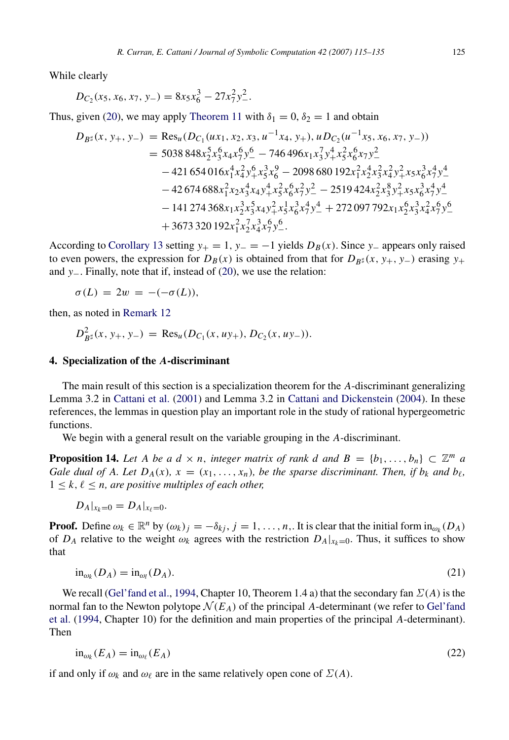While clearly

$$D_{C_2}(x_5, x_6, x_7, y_-) = 8x_5x_6^3 - 27x_7^2y_-^2.$$

Thus, given (20), we may apply Theorem 11 with $\delta_1 = 0$, $\delta_2 = 1$ and obtain

$$\begin{aligned} D_{B^\sharp}(x, y_+, y_-) &= \mathrm{Res}_u(D_{C_1}(ux_1, x_2, x_3, u^{-1}x_4, y_+), uD_{C_2}(u^{-1}x_5, x_6, x_7, y_-)) \\ &= 5038\,848x_2^5x_3^6x_4x_7^6y_-^6 - 746\,496x_1x_3^7y_+^4x_5^2x_6^6x_7y_-^2 \\ &\quad - 421\,654\,016x_1^4x_4^2y_+^6x_5^3x_6^9 - 2098\,680\,192x_1^2x_2^4x_3^2x_4^2y_+^2x_5x_6^3x_7^4y_-^4 \\ &\quad - 42\,674\,688x_1^2x_2x_3^4x_4y_+^4x_5^2x_6^6x_7^2y_-^2 - 2519\,424x_2^2x_3^8y_+^2x_5x_6^3x_7^4y_-^4 \\ &\quad - 141\,274\,368x_1x_2^3x_3^5x_4y_+^2x_5^1x_6^3x_7^4y_-^4 + 272\,097\,792x_1x_2^6x_3^3x_4^2x_7^6y_-^6 \\ &\quad + 3673\,320\,192x_1^2x_2^7x_4^3x_7^6y_-^6. \end{aligned}$$

According to Corollary 13 setting $y_+ = 1$, $y_- = -1$ yields $D_B(x)$. Since $y_-$ appears only raised to even powers, the expression for $D_B(x)$ is obtained from that for $D_{B^\sharp}(x, y_+, y_-)$ erasing $y_+$ and $y_-$. Finally, note that if, instead of (20), we use the relation:

$$\sigma(L) = 2w = -(-\sigma(L)),$$

then, as noted in Remark 12

$$D_{B^\sharp}^2(x, y_+, y_-) = \mathrm{Res}_u(D_{C_1}(x, uy_+), D_{C_2}(x, uy_-)).$$

## 4. Specialization of the $A$-discriminant

The main result of this section is a specialization theorem for the $A$-discriminant generalizing Lemma 3.2 in Cattani et al. (2001) and Lemma 3.2 in Cattani and Dickenstein (2004). In these references, the lemmas in question play an important role in the study of rational hypergeometric functions.

We begin with a general result on the variable grouping in the $A$-discriminant.

**Proposition 14.** *Let $A$ be a $d \times n$, integer matrix of rank $d$ and $B = \{b_1, \ldots, b_n\} \subset \mathbb{Z}^m$ a Gale dual of $A$. Let $D_A(x)$, $x = (x_1, \ldots, x_n)$, be the sparse discriminant. Then, if $b_k$ and $b_\ell$, $1 \le k, \ell \le n$, are positive multiples of each other,*

$$D_A|_{x_k=0} = D_A|_{x_\ell=0}.$$

**Proof.** Define $\omega_k \in \mathbb{R}^n$ by $(\omega_k)_j = -\delta_{kj}$, $j = 1, \ldots, n$,. It is clear that the initial form $\mathrm{in}_{\omega_k}(D_A)$ of $D_A$ relative to the weight $\omega_k$ agrees with the restriction $D_A|_{x_k=0}$. Thus, it suffices to show that

$$\mathrm{in}_{\omega_k}(D_A) = \mathrm{in}_{\omega_l}(D_A). \tag{21}$$

We recall (Gel'fand et al., 1994, Chapter 10, Theorem 1.4 a) that the secondary fan $\Sigma(A)$ is the normal fan to the Newton polytope $\mathcal{N}(E_A)$ of the principal $A$-determinant (we refer to Gel'fand et al. (1994, Chapter 10) for the definition and main properties of the principal $A$-determinant). Then

$$\mathrm{in}_{\omega_k}(E_A) = \mathrm{in}_{\omega_\ell}(E_A) \tag{22}$$

if and only if $\omega_k$ and $\omega_\ell$ are in the same relatively open cone of $\Sigma(A)$.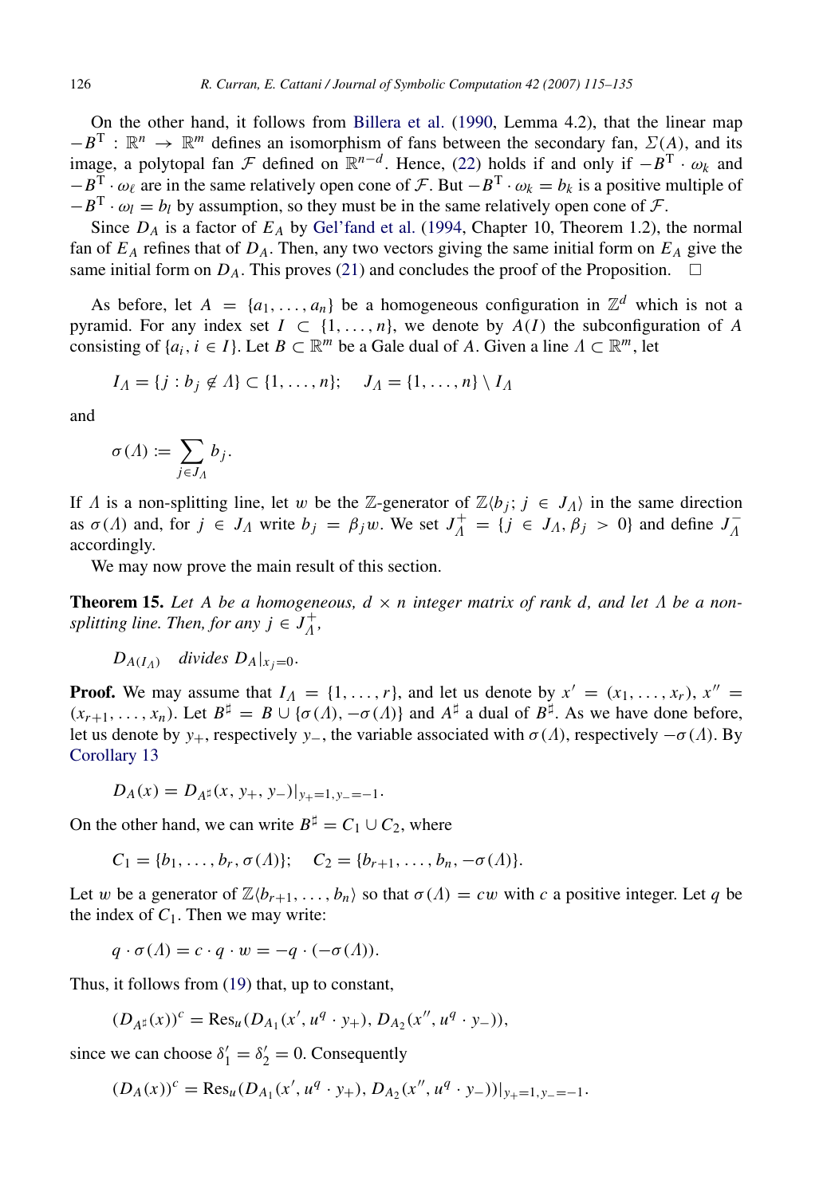On the other hand, it follows from Billera et al. (1990, Lemma 4.2), that the linear map $-B^{\mathrm{T}} : \mathbb{R}^n \to \mathbb{R}^m$ defines an isomorphism of fans between the secondary fan, $\Sigma(A)$, and its image, a polytopal fan $\mathcal{F}$ defined on $\mathbb{R}^{n-d}$. Hence, (22) holds if and only if $-B^{\mathrm{T}} \cdot \omega_k$ and $-B^{\mathrm{T}} \cdot \omega_\ell$ are in the same relatively open cone of $\mathcal{F}$. But $-B^{\mathrm{T}} \cdot \omega_k = b_k$ is a positive multiple of $-B^{\mathrm{T}} \cdot \omega_l = b_l$ by assumption, so they must be in the same relatively open cone of $\mathcal{F}$.

Since $D_A$ is a factor of $E_A$ by Gel'fand et al. (1994, Chapter 10, Theorem 1.2), the normal fan of $E_A$ refines that of $D_A$. Then, any two vectors giving the same initial form on $E_A$ give the same initial form on $D_A$. This proves (21) and concludes the proof of the Proposition. $\square$

As before, let $A = \{a_1, \ldots, a_n\}$ be a homogeneous configuration in $\mathbb{Z}^d$ which is not a pyramid. For any index set $I \subset \{1, \ldots, n\}$, we denote by $A(I)$ the subconfiguration of $A$ consisting of $\{a_i, i \in I\}$. Let $B \subset \mathbb{R}^m$ be a Gale dual of $A$. Given a line $\Lambda \subset \mathbb{R}^m$, let

$$I_\Lambda = \{j : b_j \notin \Lambda\} \subset \{1, \ldots, n\}; \quad J_\Lambda = \{1, \ldots, n\} \setminus I_\Lambda$$

and

$$\sigma(\Lambda) := \sum_{j \in J_\Lambda} b_j.$$

If $\Lambda$ is a non-splitting line, let $w$ be the $\mathbb{Z}$-generator of $\mathbb{Z}\langle b_j; \, j \in J_\Lambda \rangle$ in the same direction as $\sigma(\Lambda)$ and, for $j \in J_\Lambda$ write $b_j = \beta_j w$. We set $J_\Lambda^+ = \{j \in J_\Lambda, \beta_j > 0\}$ and define $J_\Lambda^-$ accordingly.

We may now prove the main result of this section.

**Theorem 15.** *Let $A$ be a homogeneous, $d \times n$ integer matrix of rank $d$, and let $\Lambda$ be a non-splitting line. Then, for any $j \in J_\Lambda^+$,*

$$D_{A(I_\Lambda)} \quad \textit{divides } D_A|_{x_j = 0}.$$

**Proof.** We may assume that $I_\Lambda = \{1, \ldots, r\}$, and let us denote by $x' = (x_1, \ldots, x_r)$, $x'' = (x_{r+1}, \ldots, x_n)$. Let $B^\sharp = B \cup \{\sigma(\Lambda), -\sigma(\Lambda)\}$ and $A^\sharp$ a dual of $B^\sharp$. As we have done before, let us denote by $y_+$, respectively $y_-$, the variable associated with $\sigma(\Lambda)$, respectively $-\sigma(\Lambda)$. By Corollary 13

$$D_A(x) = D_{A^\sharp}(x, y_+, y_-)|_{y_+ = 1, y_- = -1}.$$

On the other hand, we can write $B^\sharp = C_1 \cup C_2$, where

$$C_1 = \{b_1, \ldots, b_r, \sigma(\Lambda)\}; \quad C_2 = \{b_{r+1}, \ldots, b_n, -\sigma(\Lambda)\}.$$

Let $w$ be a generator of $\mathbb{Z}\langle b_{r+1}, \ldots, b_n \rangle$ so that $\sigma(\Lambda) = cw$ with $c$ a positive integer. Let $q$ be the index of $C_1$. Then we may write:

$$q \cdot \sigma(\Lambda) = c \cdot q \cdot w = -q \cdot (-\sigma(\Lambda)).$$

Thus, it follows from (19) that, up to constant,

$$(D_{A^\sharp}(x))^c = \mathrm{Res}_u(D_{A_1}(x', u^q \cdot y_+), D_{A_2}(x'', u^q \cdot y_-)),$$

since we can choose $\delta_1' = \delta_2' = 0$. Consequently

$$(D_A(x))^c = \mathrm{Res}_u(D_{A_1}(x', u^q \cdot y_+), D_{A_2}(x'', u^q \cdot y_-))|_{y_+ = 1, y_- = -1}.$$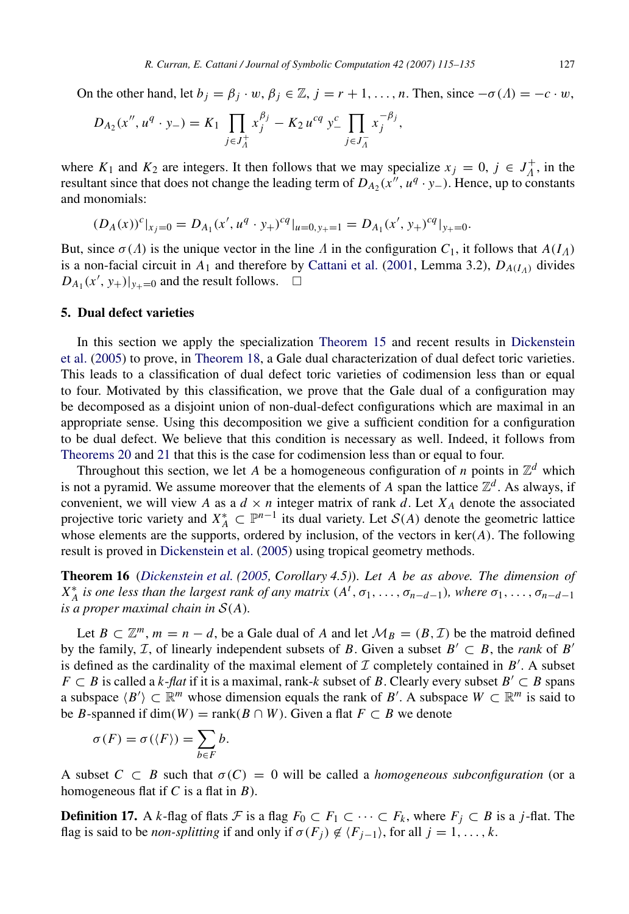On the other hand, let $b_j = \beta_j \cdot w$, $\beta_j \in \mathbb{Z}$, $j = r+1, \ldots, n$. Then, since $-\sigma(\Lambda) = -c \cdot w$,

$$D_{A_2}(x'', u^q \cdot y_-) = K_1 \prod_{j \in J_\Lambda^+} x_j^{\beta_j} - K_2\, u^{cq}\, y_-^c \prod_{j \in J_\Lambda^-} x_j^{-\beta_j},$$

where $K_1$ and $K_2$ are integers. It then follows that we may specialize $x_j = 0$, $j \in J_\Lambda^+$, in the resultant since that does not change the leading term of $D_{A_2}(x'', u^q \cdot y_-)$. Hence, up to constants and monomials:

$$(D_A(x))^c|_{x_j=0} = D_{A_1}(x', u^q \cdot y_+)^{cq}|_{u=0, y_+=1} = D_{A_1}(x', y_+)^{cq}|_{y_+=0}.$$

But, since $\sigma(\Lambda)$ is the unique vector in the line $\Lambda$ in the configuration $C_1$, it follows that $A(I_\Lambda)$ is a non-facial circuit in $A_1$ and therefore by Cattani et al. (2001, Lemma 3.2), $D_{A(I_\Lambda)}$ divides $D_{A_1}(x', y_+)|_{y_+=0}$ and the result follows. $\square$

## 5. Dual defect varieties

In this section we apply the specialization Theorem 15 and recent results in Dickenstein et al. (2005) to prove, in Theorem 18, a Gale dual characterization of dual defect toric varieties. This leads to a classification of dual defect toric varieties of codimension less than or equal to four. Motivated by this classification, we prove that the Gale dual of a configuration may be decomposed as a disjoint union of non-dual-defect configurations which are maximal in an appropriate sense. Using this decomposition we give a sufficient condition for a configuration to be dual defect. We believe that this condition is necessary as well. Indeed, it follows from Theorems 20 and 21 that this is the case for codimension less than or equal to four.

Throughout this section, we let $A$ be a homogeneous configuration of $n$ points in $\mathbb{Z}^d$ which is not a pyramid. We assume moreover that the elements of $A$ span the lattice $\mathbb{Z}^d$. As always, if convenient, we will view $A$ as a $d \times n$ integer matrix of rank $d$. Let $X_A$ denote the associated projective toric variety and $X_A^* \subset \mathbb{P}^{n-1}$ its dual variety. Let $\mathcal{S}(A)$ denote the geometric lattice whose elements are the supports, ordered by inclusion, of the vectors in $\ker(A)$. The following result is proved in Dickenstein et al. (2005) using tropical geometry methods.

**Theorem 16** *(Dickenstein et al. (2005, Corollary 4.5)). Let $A$ be as above. The dimension of $X_A^*$ is one less than the largest rank of any matrix $(A^t, \sigma_1, \ldots, \sigma_{n-d-1})$, where $\sigma_1, \ldots, \sigma_{n-d-1}$ is a proper maximal chain in $\mathcal{S}(A)$.*

Let $B \subset \mathbb{Z}^m$, $m = n - d$, be a Gale dual of $A$ and let $\mathcal{M}_B = (B, \mathcal{I})$ be the matroid defined by the family, $\mathcal{I}$, of linearly independent subsets of $B$. Given a subset $B' \subset B$, the *rank* of $B'$ is defined as the cardinality of the maximal element of $\mathcal{I}$ completely contained in $B'$. A subset $F \subset B$ is called a *$k$-flat* if it is a maximal, rank-$k$ subset of $B$. Clearly every subset $B' \subset B$ spans a subspace $\langle B' \rangle \subset \mathbb{R}^m$ whose dimension equals the rank of $B'$. A subspace $W \subset \mathbb{R}^m$ is said to be $B$-spanned if $\dim(W) = \operatorname{rank}(B \cap W)$. Given a flat $F \subset B$ we denote

$$\sigma(F) = \sigma(\langle F \rangle) = \sum_{b \in F} b.$$

A subset $C \subset B$ such that $\sigma(C) = 0$ will be called a *homogeneous subconfiguration* (or a homogeneous flat if $C$ is a flat in $B$).

**Definition 17.** A $k$-flag of flats $\mathcal{F}$ is a flag $F_0 \subset F_1 \subset \cdots \subset F_k$, where $F_j \subset B$ is a $j$-flat. The flag is said to be *non-splitting* if and only if $\sigma(F_j) \notin \langle F_{j-1} \rangle$, for all $j = 1, \ldots, k$.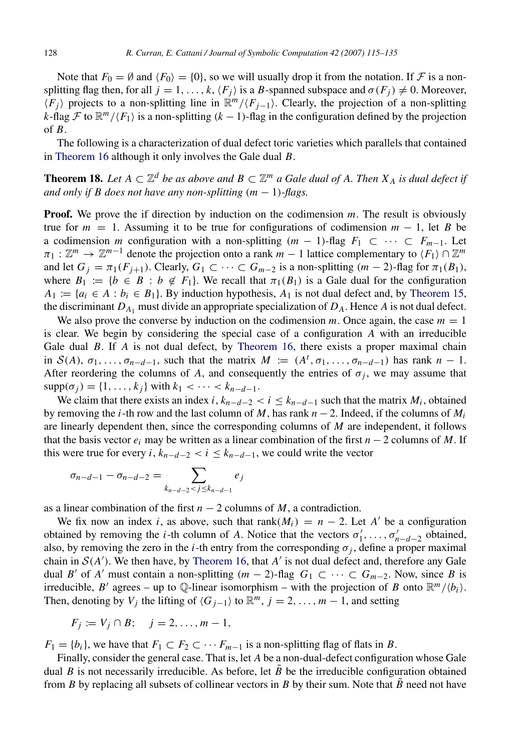Note that $F_0 = \emptyset$ and $\langle F_0 \rangle = \{0\}$, so we will usually drop it from the notation. If $\mathcal{F}$ is a non-splitting flag then, for all $j = 1, \ldots, k$, $\langle F_j \rangle$ is a $B$-spanned subspace and $\sigma(F_j) \neq 0$. Moreover, $\langle F_j \rangle$ projects to a non-splitting line in $\mathbb{R}^m/\langle F_{j-1} \rangle$. Clearly, the projection of a non-splitting $k$-flag $\mathcal{F}$ to $\mathbb{R}^m/\langle F_1 \rangle$ is a non-splitting $(k-1)$-flag in the configuration defined by the projection of $B$.

The following is a characterization of dual defect toric varieties which parallels that contained in Theorem 16 although it only involves the Gale dual $B$.

**Theorem 18.** *Let $A \subset \mathbb{Z}^d$ be as above and $B \subset \mathbb{Z}^m$ a Gale dual of $A$. Then $X_A$ is dual defect if and only if $B$ does not have any non-splitting $(m-1)$-flags.*

**Proof.** We prove the if direction by induction on the codimension $m$. The result is obviously true for $m = 1$. Assuming it to be true for configurations of codimension $m - 1$, let $B$ be a codimension $m$ configuration with a non-splitting $(m-1)$-flag $F_1 \subset \cdots \subset F_{m-1}$. Let $\pi_1 : \mathbb{Z}^m \to \mathbb{Z}^{m-1}$ denote the projection onto a rank $m-1$ lattice complementary to $\langle F_1 \rangle \cap \mathbb{Z}^m$ and let $G_j = \pi_1(F_{j+1})$. Clearly, $G_1 \subset \cdots \subset G_{m-2}$ is a non-splitting $(m-2)$-flag for $\pi_1(B_1)$, where $B_1 := \{b \in B : b \notin F_1\}$. We recall that $\pi_1(B_1)$ is a Gale dual for the configuration $A_1 := \{a_i \in A : b_i \in B_1\}$. By induction hypothesis, $A_1$ is not dual defect and, by Theorem 15, the discriminant $D_{A_1}$ must divide an appropriate specialization of $D_A$. Hence $A$ is not dual defect.

We also prove the converse by induction on the codimension $m$. Once again, the case $m = 1$ is clear. We begin by considering the special case of a configuration $A$ with an irreducible Gale dual $B$. If $A$ is not dual defect, by Theorem 16, there exists a proper maximal chain in $\mathcal{S}(A)$, $\sigma_1, \ldots, \sigma_{n-d-1}$, such that the matrix $M := (A^t, \sigma_1, \ldots, \sigma_{n-d-1})$ has rank $n-1$. After reordering the columns of $A$, and consequently the entries of $\sigma_j$, we may assume that $\mathrm{supp}(\sigma_j) = \{1, \ldots, k_j\}$ with $k_1 < \cdots < k_{n-d-1}$.

We claim that there exists an index $i$, $k_{n-d-2} < i \leq k_{n-d-1}$ such that the matrix $M_i$, obtained by removing the $i$-th row and the last column of $M$, has rank $n-2$. Indeed, if the columns of $M_i$ are linearly dependent then, since the corresponding columns of $M$ are independent, it follows that the basis vector $e_i$ may be written as a linear combination of the first $n-2$ columns of $M$. If this were true for every $i$, $k_{n-d-2} < i \leq k_{n-d-1}$, we could write the vector

$$\sigma_{n-d-1} - \sigma_{n-d-2} = \sum_{k_{n-d-2} < j \leq k_{n-d-1}} e_j$$

as a linear combination of the first $n-2$ columns of $M$, a contradiction.

We fix now an index $i$, as above, such that $\mathrm{rank}(M_i) = n-2$. Let $A'$ be a configuration obtained by removing the $i$-th column of $A$. Notice that the vectors $\sigma'_1, \ldots, \sigma'_{n-d-2}$ obtained, also, by removing the zero in the $i$-th entry from the corresponding $\sigma_j$, define a proper maximal chain in $\mathcal{S}(A')$. We then have, by Theorem 16, that $A'$ is not dual defect and, therefore any Gale dual $B'$ of $A'$ must contain a non-splitting $(m-2)$-flag $G_1 \subset \cdots \subset G_{m-2}$. Now, since $B$ is irreducible, $B'$ agrees – up to $\mathbb{Q}$-linear isomorphism – with the projection of $B$ onto $\mathbb{R}^m/\langle b_i \rangle$. Then, denoting by $V_j$ the lifting of $\langle G_{j-1} \rangle$ to $\mathbb{R}^m$, $j = 2, \ldots, m-1$, and setting

$$F_j := V_j \cap B; \quad j = 2, \ldots, m-1,$$

$F_1 = \{b_i\}$, we have that $F_1 \subset F_2 \subset \cdots F_{m-1}$ is a non-splitting flag of flats in $B$.

Finally, consider the general case. That is, let $A$ be a non-dual-defect configuration whose Gale dual $B$ is not necessarily irreducible. As before, let $\tilde{B}$ be the irreducible configuration obtained from $B$ by replacing all subsets of collinear vectors in $B$ by their sum. Note that $\tilde{B}$ need not have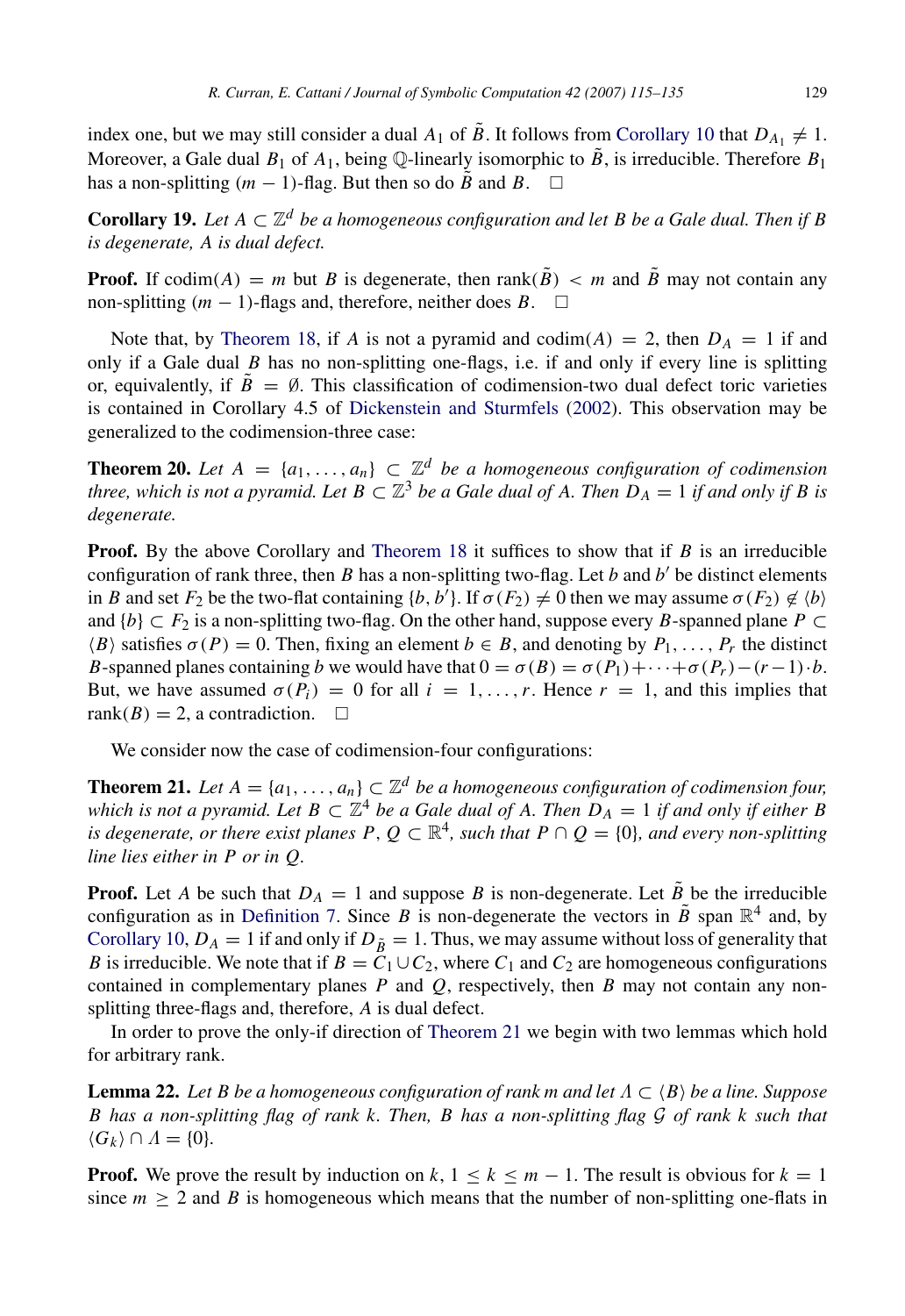index one, but we may still consider a dual $A_1$ of $\tilde{B}$. It follows from Corollary 10 that $D_{A_1} \neq 1$. Moreover, a Gale dual $B_1$ of $A_1$, being $\mathbb{Q}$-linearly isomorphic to $\tilde{B}$, is irreducible. Therefore $B_1$ has a non-splitting $(m-1)$-flag. But then so do $\tilde{B}$ and $B$. □

**Corollary 19.** *Let $A \subset \mathbb{Z}^d$ be a homogeneous configuration and let $B$ be a Gale dual. Then if $B$ is degenerate, $A$ is dual defect.*

**Proof.** If $\operatorname{codim}(A) = m$ but $B$ is degenerate, then $\operatorname{rank}(\tilde{B}) < m$ and $\tilde{B}$ may not contain any non-splitting $(m-1)$-flags and, therefore, neither does $B$. □

Note that, by Theorem 18, if $A$ is not a pyramid and $\operatorname{codim}(A) = 2$, then $D_A = 1$ if and only if a Gale dual $B$ has no non-splitting one-flags, i.e. if and only if every line is splitting or, equivalently, if $\tilde{B} = \emptyset$. This classification of codimension-two dual defect toric varieties is contained in Corollary 4.5 of Dickenstein and Sturmfels (2002). This observation may be generalized to the codimension-three case:

**Theorem 20.** *Let $A = \{a_1, \ldots, a_n\} \subset \mathbb{Z}^d$ be a homogeneous configuration of codimension three, which is not a pyramid. Let $B \subset \mathbb{Z}^3$ be a Gale dual of $A$. Then $D_A = 1$ if and only if $B$ is degenerate.*

**Proof.** By the above Corollary and Theorem 18 it suffices to show that if $B$ is an irreducible configuration of rank three, then $B$ has a non-splitting two-flag. Let $b$ and $b'$ be distinct elements in $B$ and set $F_2$ be the two-flat containing $\{b, b'\}$. If $\sigma(F_2) \neq 0$ then we may assume $\sigma(F_2) \notin \langle b \rangle$ and $\{b\} \subset F_2$ is a non-splitting two-flag. On the other hand, suppose every $B$-spanned plane $P \subset \langle B \rangle$ satisfies $\sigma(P) = 0$. Then, fixing an element $b \in B$, and denoting by $P_1, \ldots, P_r$ the distinct $B$-spanned planes containing $b$ we would have that $0 = \sigma(B) = \sigma(P_1) + \cdots + \sigma(P_r) - (r-1) \cdot b$. But, we have assumed $\sigma(P_i) = 0$ for all $i = 1, \ldots, r$. Hence $r = 1$, and this implies that $\operatorname{rank}(B) = 2$, a contradiction. □

We consider now the case of codimension-four configurations:

**Theorem 21.** *Let $A = \{a_1, \ldots, a_n\} \subset \mathbb{Z}^d$ be a homogeneous configuration of codimension four, which is not a pyramid. Let $B \subset \mathbb{Z}^4$ be a Gale dual of $A$. Then $D_A = 1$ if and only if either $B$ is degenerate, or there exist planes $P, Q \subset \mathbb{R}^4$, such that $P \cap Q = \{0\}$, and every non-splitting line lies either in $P$ or in $Q$.*

**Proof.** Let $A$ be such that $D_A = 1$ and suppose $B$ is non-degenerate. Let $\tilde{B}$ be the irreducible configuration as in Definition 7. Since $B$ is non-degenerate the vectors in $\tilde{B}$ span $\mathbb{R}^4$ and, by Corollary 10, $D_A = 1$ if and only if $D_{\tilde{B}} = 1$. Thus, we may assume without loss of generality that $B$ is irreducible. We note that if $B = C_1 \cup C_2$, where $C_1$ and $C_2$ are homogeneous configurations contained in complementary planes $P$ and $Q$, respectively, then $B$ may not contain any non-splitting three-flags and, therefore, $A$ is dual defect.

In order to prove the only-if direction of Theorem 21 we begin with two lemmas which hold for arbitrary rank.

**Lemma 22.** *Let $B$ be a homogeneous configuration of rank $m$ and let $\Lambda \subset \langle B \rangle$ be a line. Suppose $B$ has a non-splitting flag of rank $k$. Then, $B$ has a non-splitting flag $\mathcal{G}$ of rank $k$ such that $\langle G_k \rangle \cap \Lambda = \{0\}$.*

**Proof.** We prove the result by induction on $k$, $1 \leq k \leq m-1$. The result is obvious for $k = 1$ since $m \geq 2$ and $B$ is homogeneous which means that the number of non-splitting one-flats in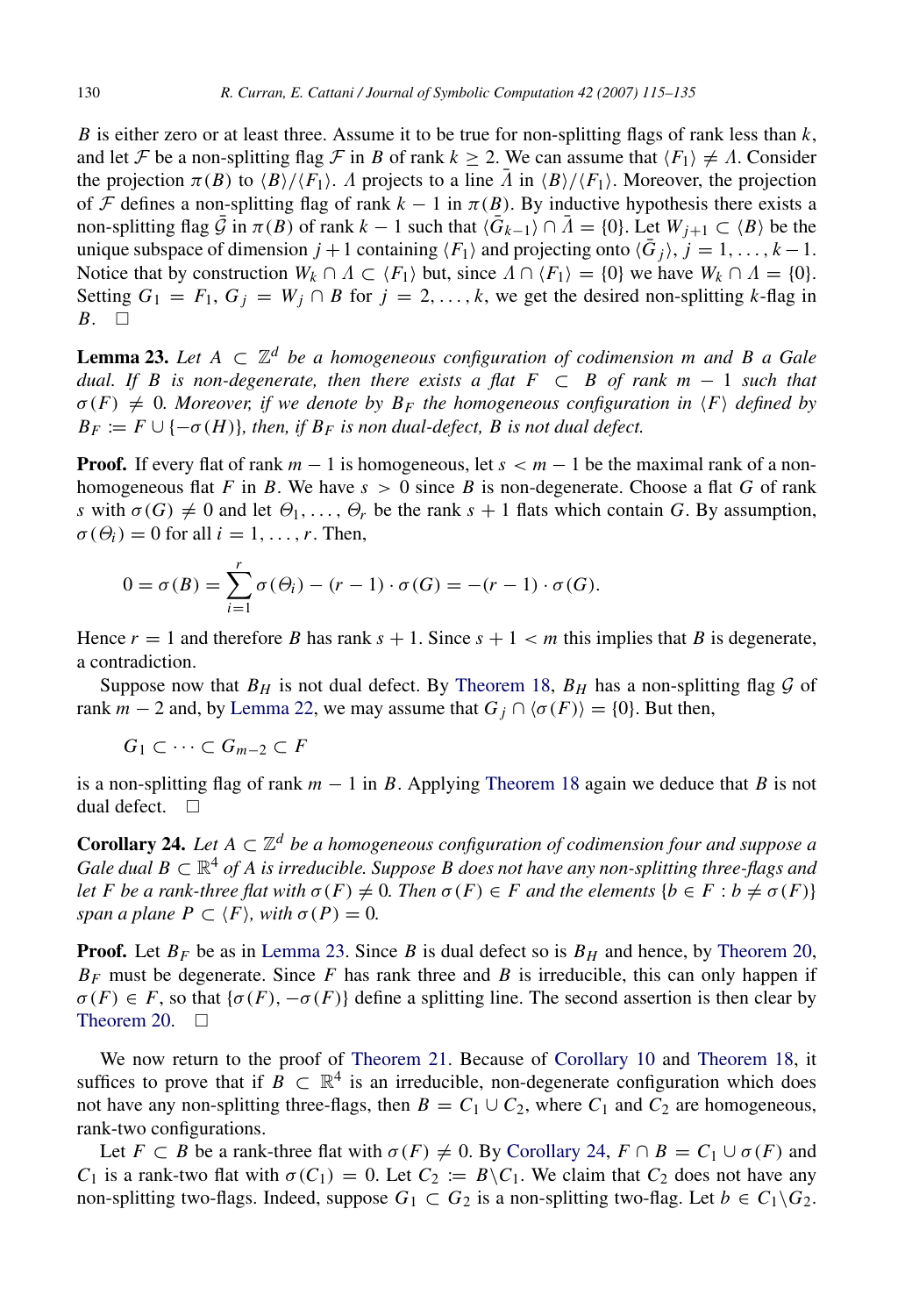$B$ is either zero or at least three. Assume it to be true for non-splitting flags of rank less than $k$, and let $\mathcal{F}$ be a non-splitting flag $\mathcal{F}$ in $B$ of rank $k \geq 2$. We can assume that $\langle F_1 \rangle \neq \Lambda$. Consider the projection $\pi(B)$ to $\langle B \rangle / \langle F_1 \rangle$. $\Lambda$ projects to a line $\bar{\Lambda}$ in $\langle B \rangle / \langle F_1 \rangle$. Moreover, the projection of $\mathcal{F}$ defines a non-splitting flag of rank $k-1$ in $\pi(B)$. By inductive hypothesis there exists a non-splitting flag $\bar{\mathcal{G}}$ in $\pi(B)$ of rank $k-1$ such that $\langle \bar{G}_{k-1} \rangle \cap \bar{\Lambda} = \{0\}$. Let $W_{j+1} \subset \langle B \rangle$ be the unique subspace of dimension $j+1$ containing $\langle F_1 \rangle$ and projecting onto $\langle \bar{G}_j \rangle$, $j = 1, \ldots, k-1$. Notice that by construction $W_k \cap \Lambda \subset \langle F_1 \rangle$ but, since $\Lambda \cap \langle F_1 \rangle = \{0\}$ we have $W_k \cap \Lambda = \{0\}$. Setting $G_1 = F_1$, $G_j = W_j \cap B$ for $j = 2, \ldots, k$, we get the desired non-splitting $k$-flag in $B$. $\square$

**Lemma 23.** *Let $A \subset \mathbb{Z}^d$ be a homogeneous configuration of codimension $m$ and $B$ a Gale dual. If $B$ is non-degenerate, then there exists a flat $F \subset B$ of rank $m-1$ such that $\sigma(F) \neq 0$. Moreover, if we denote by $B_F$ the homogeneous configuration in $\langle F \rangle$ defined by $B_F := F \cup \{-\sigma(H)\}$, then, if $B_F$ is non dual-defect, $B$ is not dual defect.*

**Proof.** If every flat of rank $m-1$ is homogeneous, let $s < m-1$ be the maximal rank of a non-homogeneous flat $F$ in $B$. We have $s > 0$ since $B$ is non-degenerate. Choose a flat $G$ of rank $s$ with $\sigma(G) \neq 0$ and let $\Theta_1, \ldots, \Theta_r$ be the rank $s+1$ flats which contain $G$. By assumption, $\sigma(\Theta_i) = 0$ for all $i = 1, \ldots, r$. Then,

$$0 = \sigma(B) = \sum_{i=1}^{r} \sigma(\Theta_i) - (r-1) \cdot \sigma(G) = -(r-1) \cdot \sigma(G).$$

Hence $r = 1$ and therefore $B$ has rank $s+1$. Since $s+1 < m$ this implies that $B$ is degenerate, a contradiction.

Suppose now that $B_H$ is not dual defect. By Theorem 18, $B_H$ has a non-splitting flag $\mathcal{G}$ of rank $m-2$ and, by Lemma 22, we may assume that $G_j \cap \langle \sigma(F) \rangle = \{0\}$. But then,

$$G_1 \subset \cdots \subset G_{m-2} \subset F$$

is a non-splitting flag of rank $m-1$ in $B$. Applying Theorem 18 again we deduce that $B$ is not dual defect. $\square$

**Corollary 24.** *Let $A \subset \mathbb{Z}^d$ be a homogeneous configuration of codimension four and suppose a Gale dual $B \subset \mathbb{R}^4$ of $A$ is irreducible. Suppose $B$ does not have any non-splitting three-flags and let $F$ be a rank-three flat with $\sigma(F) \neq 0$. Then $\sigma(F) \in F$ and the elements $\{b \in F : b \neq \sigma(F)\}$ span a plane $P \subset \langle F \rangle$, with $\sigma(P) = 0$.*

**Proof.** Let $B_F$ be as in Lemma 23. Since $B$ is dual defect so is $B_H$ and hence, by Theorem 20, $B_F$ must be degenerate. Since $F$ has rank three and $B$ is irreducible, this can only happen if $\sigma(F) \in F$, so that $\{\sigma(F), -\sigma(F)\}$ define a splitting line. The second assertion is then clear by Theorem 20. $\square$

We now return to the proof of Theorem 21. Because of Corollary 10 and Theorem 18, it suffices to prove that if $B \subset \mathbb{R}^4$ is an irreducible, non-degenerate configuration which does not have any non-splitting three-flags, then $B = C_1 \cup C_2$, where $C_1$ and $C_2$ are homogeneous, rank-two configurations.

Let $F \subset B$ be a rank-three flat with $\sigma(F) \neq 0$. By Corollary 24, $F \cap B = C_1 \cup \sigma(F)$ and $C_1$ is a rank-two flat with $\sigma(C_1) = 0$. Let $C_2 := B \backslash C_1$. We claim that $C_2$ does not have any non-splitting two-flags. Indeed, suppose $G_1 \subset G_2$ is a non-splitting two-flag. Let $b \in C_1 \backslash G_2$.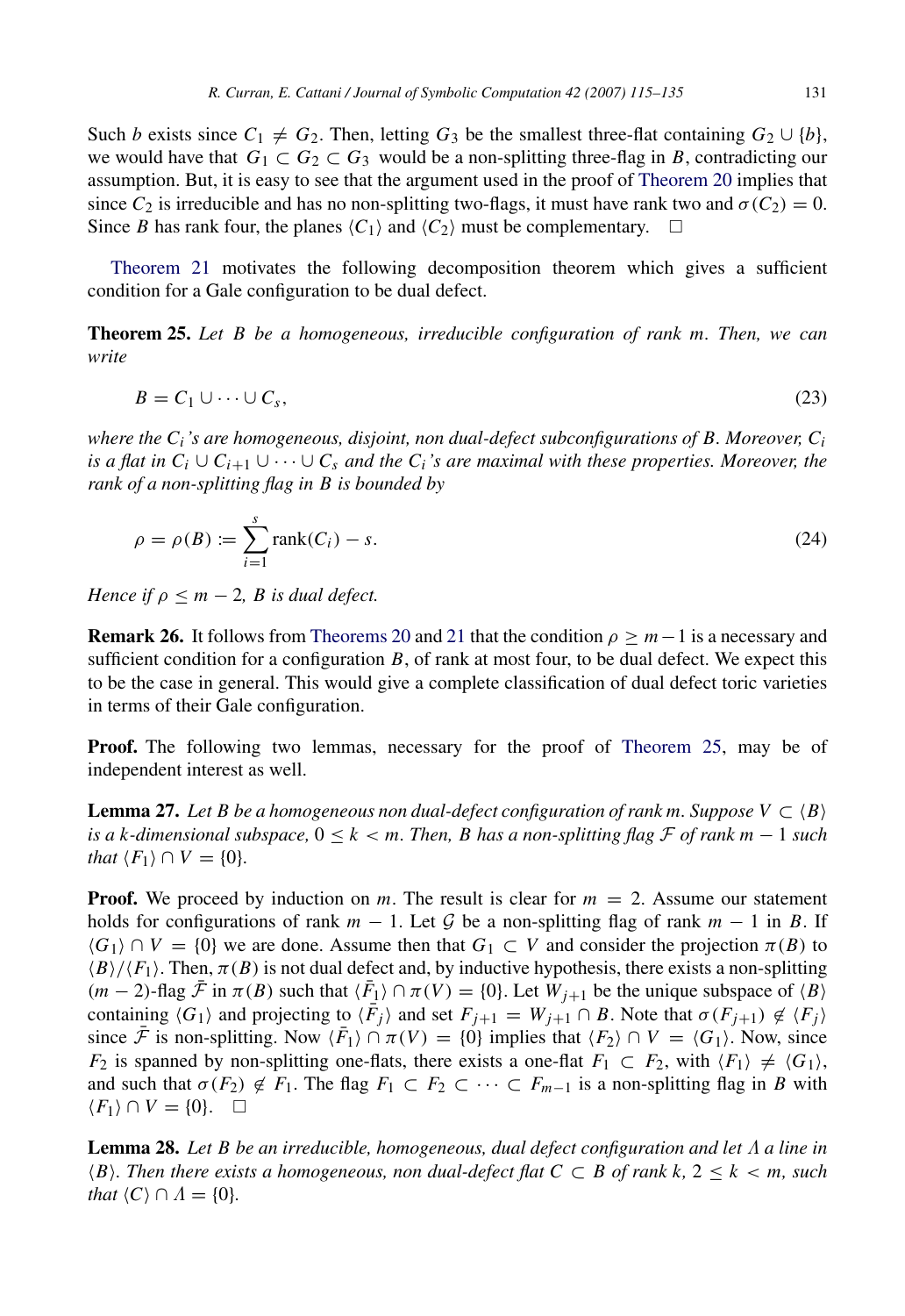Such $b$ exists since $C_1 \neq G_2$. Then, letting $G_3$ be the smallest three-flat containing $G_2 \cup \{b\}$, we would have that $G_1 \subset G_2 \subset G_3$ would be a non-splitting three-flag in $B$, contradicting our assumption. But, it is easy to see that the argument used in the proof of Theorem 20 implies that since $C_2$ is irreducible and has no non-splitting two-flags, it must have rank two and $\sigma(C_2) = 0$. Since $B$ has rank four, the planes $\langle C_1 \rangle$ and $\langle C_2 \rangle$ must be complementary. □

Theorem 21 motivates the following decomposition theorem which gives a sufficient condition for a Gale configuration to be dual defect.

**Theorem 25.** *Let $B$ be a homogeneous, irreducible configuration of rank $m$. Then, we can write*

$$B = C_1 \cup \cdots \cup C_s, \tag{23}$$

*where the $C_i$'s are homogeneous, disjoint, non dual-defect subconfigurations of $B$. Moreover, $C_i$ is a flat in $C_i \cup C_{i+1} \cup \cdots \cup C_s$ and the $C_i$'s are maximal with these properties. Moreover, the rank of a non-splitting flag in $B$ is bounded by*

$$\rho = \rho(B) := \sum_{i=1}^{s} \operatorname{rank}(C_i) - s. \tag{24}$$

*Hence if $\rho \leq m - 2$, $B$ is dual defect.*

**Remark 26.** It follows from Theorems 20 and 21 that the condition $\rho \geq m-1$ is a necessary and sufficient condition for a configuration $B$, of rank at most four, to be dual defect. We expect this to be the case in general. This would give a complete classification of dual defect toric varieties in terms of their Gale configuration.

**Proof.** The following two lemmas, necessary for the proof of Theorem 25, may be of independent interest as well.

**Lemma 27.** *Let $B$ be a homogeneous non dual-defect configuration of rank $m$. Suppose $V \subset \langle B \rangle$ is a $k$-dimensional subspace, $0 \leq k < m$. Then, $B$ has a non-splitting flag $\mathcal{F}$ of rank $m-1$ such that $\langle F_1 \rangle \cap V = \{0\}$.*

**Proof.** We proceed by induction on $m$. The result is clear for $m = 2$. Assume our statement holds for configurations of rank $m-1$. Let $\mathcal{G}$ be a non-splitting flag of rank $m-1$ in $B$. If $\langle G_1 \rangle \cap V = \{0\}$ we are done. Assume then that $G_1 \subset V$ and consider the projection $\pi(B)$ to $\langle B \rangle / \langle F_1 \rangle$. Then, $\pi(B)$ is not dual defect and, by inductive hypothesis, there exists a non-splitting $(m-2)$-flag $\bar{\mathcal{F}}$ in $\pi(B)$ such that $\langle \bar{F}_1 \rangle \cap \pi(V) = \{0\}$. Let $W_{j+1}$ be the unique subspace of $\langle B \rangle$ containing $\langle G_1 \rangle$ and projecting to $\langle \bar{F}_j \rangle$ and set $F_{j+1} = W_{j+1} \cap B$. Note that $\sigma(F_{j+1}) \notin \langle F_j \rangle$ since $\bar{\mathcal{F}}$ is non-splitting. Now $\langle \bar{F}_1 \rangle \cap \pi(V) = \{0\}$ implies that $\langle F_2 \rangle \cap V = \langle G_1 \rangle$. Now, since $F_2$ is spanned by non-splitting one-flats, there exists a one-flat $F_1 \subset F_2$, with $\langle F_1 \rangle \neq \langle G_1 \rangle$, and such that $\sigma(F_2) \notin F_1$. The flag $F_1 \subset F_2 \subset \cdots \subset F_{m-1}$ is a non-splitting flag in $B$ with $\langle F_1 \rangle \cap V = \{0\}$. □

**Lemma 28.** *Let $B$ be an irreducible, homogeneous, dual defect configuration and let $\Lambda$ a line in $\langle B \rangle$. Then there exists a homogeneous, non dual-defect flat $C \subset B$ of rank $k$, $2 \leq k < m$, such that $\langle C \rangle \cap \Lambda = \{0\}$.*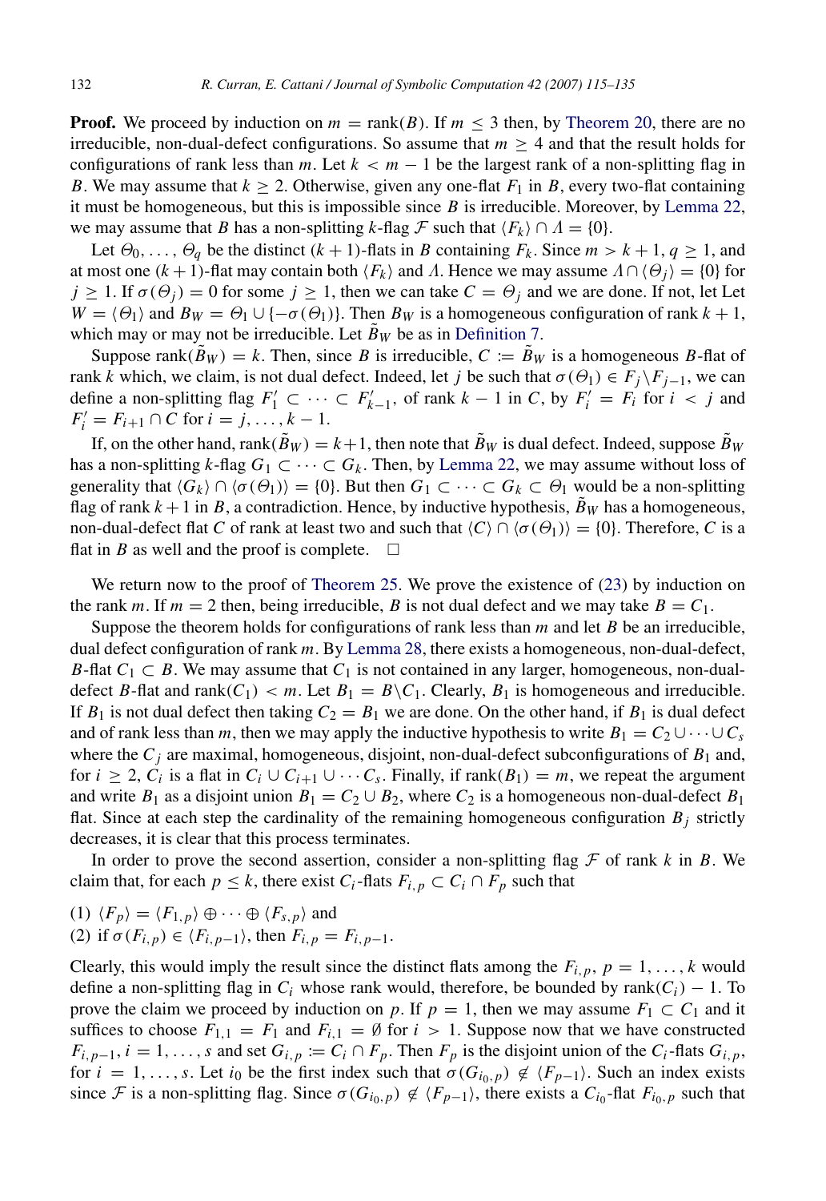**Proof.** We proceed by induction on $m = \text{rank}(B)$. If $m \leq 3$ then, by Theorem 20, there are no irreducible, non-dual-defect configurations. So assume that $m \geq 4$ and that the result holds for configurations of rank less than $m$. Let $k < m - 1$ be the largest rank of a non-splitting flag in $B$. We may assume that $k \geq 2$. Otherwise, given any one-flat $F_1$ in $B$, every two-flat containing it must be homogeneous, but this is impossible since $B$ is irreducible. Moreover, by Lemma 22, we may assume that $B$ has a non-splitting $k$-flag $\mathcal{F}$ such that $\langle F_k \rangle \cap \Lambda = \{0\}$.

Let $\Theta_0, \ldots, \Theta_q$ be the distinct $(k+1)$-flats in $B$ containing $F_k$. Since $m > k + 1$, $q \geq 1$, and at most one $(k+1)$-flat may contain both $\langle F_k \rangle$ and $\Lambda$. Hence we may assume $\Lambda \cap \langle \Theta_j \rangle = \{0\}$ for $j \geq 1$. If $\sigma(\Theta_j) = 0$ for some $j \geq 1$, then we can take $C = \Theta_j$ and we are done. If not, let Let $W = \langle \Theta_1 \rangle$ and $B_W = \Theta_1 \cup \{-\sigma(\Theta_1)\}$. Then $B_W$ is a homogeneous configuration of rank $k + 1$, which may or may not be irreducible. Let $\tilde{B}_W$ be as in Definition 7.

Suppose $\text{rank}(\tilde{B}_W) = k$. Then, since $B$ is irreducible, $C := \tilde{B}_W$ is a homogeneous $B$-flat of rank $k$ which, we claim, is not dual defect. Indeed, let $j$ be such that $\sigma(\Theta_1) \in F_j \backslash F_{j-1}$, we can define a non-splitting flag $F'_1 \subset \cdots \subset F'_{k-1}$, of rank $k - 1$ in $C$, by $F'_i = F_i$ for $i < j$ and $F'_i = F_{i+1} \cap C$ for $i = j, \ldots, k - 1$.

If, on the other hand, $\text{rank}(\tilde{B}_W) = k+1$, then note that $\tilde{B}_W$ is dual defect. Indeed, suppose $\tilde{B}_W$ has a non-splitting $k$-flag $G_1 \subset \cdots \subset G_k$. Then, by Lemma 22, we may assume without loss of generality that $\langle G_k \rangle \cap \langle \sigma(\Theta_1) \rangle = \{0\}$. But then $G_1 \subset \cdots \subset G_k \subset \Theta_1$ would be a non-splitting flag of rank $k+1$ in $B$, a contradiction. Hence, by inductive hypothesis, $\tilde{B}_W$ has a homogeneous, non-dual-defect flat $C$ of rank at least two and such that $\langle C \rangle \cap \langle \sigma(\Theta_1) \rangle = \{0\}$. Therefore, $C$ is a flat in $B$ as well and the proof is complete. $\square$

We return now to the proof of Theorem 25. We prove the existence of (23) by induction on the rank $m$. If $m = 2$ then, being irreducible, $B$ is not dual defect and we may take $B = C_1$.

Suppose the theorem holds for configurations of rank less than $m$ and let $B$ be an irreducible, dual defect configuration of rank $m$. By Lemma 28, there exists a homogeneous, non-dual-defect, $B$-flat $C_1 \subset B$. We may assume that $C_1$ is not contained in any larger, homogeneous, non-dual-defect $B$-flat and $\text{rank}(C_1) < m$. Let $B_1 = B \backslash C_1$. Clearly, $B_1$ is homogeneous and irreducible. If $B_1$ is not dual defect then taking $C_2 = B_1$ we are done. On the other hand, if $B_1$ is dual defect and of rank less than $m$, then we may apply the inductive hypothesis to write $B_1 = C_2 \cup \cdots \cup C_s$ where the $C_j$ are maximal, homogeneous, disjoint, non-dual-defect subconfigurations of $B_1$ and, for $i \geq 2$, $C_i$ is a flat in $C_i \cup C_{i+1} \cup \cdots C_s$. Finally, if $\text{rank}(B_1) = m$, we repeat the argument and write $B_1$ as a disjoint union $B_1 = C_2 \cup B_2$, where $C_2$ is a homogeneous non-dual-defect $B_1$ flat. Since at each step the cardinality of the remaining homogeneous configuration $B_j$ strictly decreases, it is clear that this process terminates.

In order to prove the second assertion, consider a non-splitting flag $\mathcal{F}$ of rank $k$ in $B$. We claim that, for each $p \leq k$, there exist $C_i$-flats $F_{i,p} \subset C_i \cap F_p$ such that

(1) $\langle F_p \rangle = \langle F_{1,p} \rangle \oplus \cdots \oplus \langle F_{s,p} \rangle$ and
(2) if $\sigma(F_{i,p}) \in \langle F_{i,p-1} \rangle$, then $F_{i,p} = F_{i,p-1}$.

Clearly, this would imply the result since the distinct flats among the $F_{i,p}$, $p = 1, \ldots, k$ would define a non-splitting flag in $C_i$ whose rank would, therefore, be bounded by $\text{rank}(C_i) - 1$. To prove the claim we proceed by induction on $p$. If $p = 1$, then we may assume $F_1 \subset C_1$ and it suffices to choose $F_{1,1} = F_1$ and $F_{i,1} = \emptyset$ for $i > 1$. Suppose now that we have constructed $F_{i,p-1}$, $i = 1, \ldots, s$ and set $G_{i,p} := C_i \cap F_p$. Then $F_p$ is the disjoint union of the $C_i$-flats $G_{i,p}$, for $i = 1, \ldots, s$. Let $i_0$ be the first index such that $\sigma(G_{i_0,p}) \notin \langle F_{p-1} \rangle$. Such an index exists since $\mathcal{F}$ is a non-splitting flag. Since $\sigma(G_{i_0,p}) \notin \langle F_{p-1} \rangle$, there exists a $C_{i_0}$-flat $F_{i_0,p}$ such that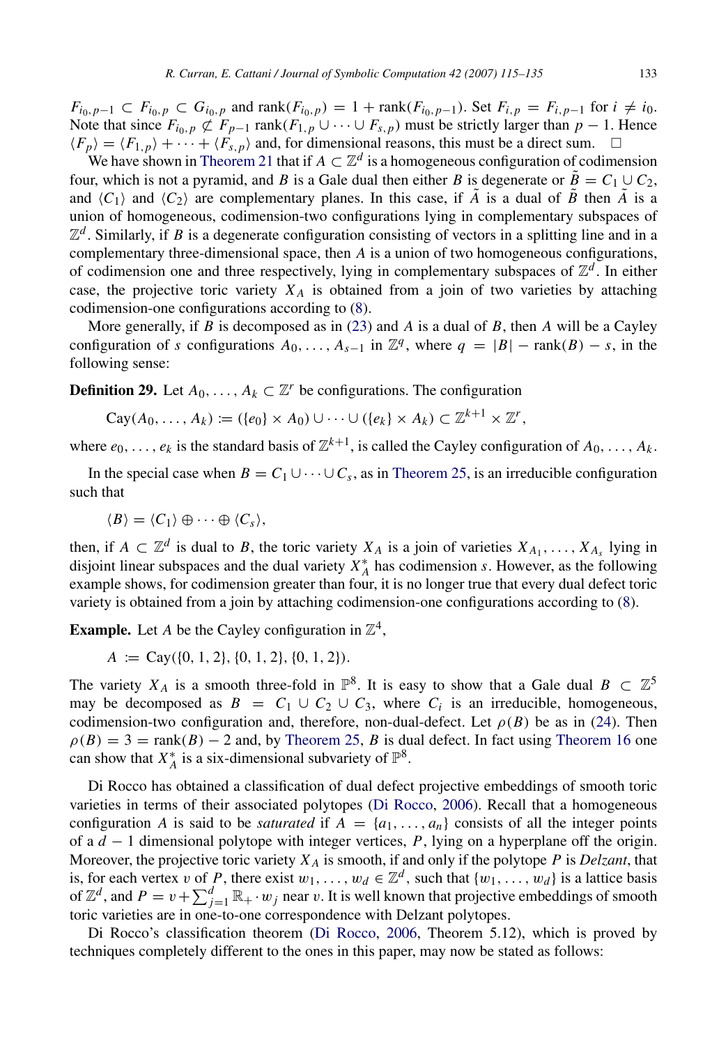$F_{i_0,p-1} \subset F_{i_0,p} \subset G_{i_0,p}$ and $\operatorname{rank}(F_{i_0,p}) = 1 + \operatorname{rank}(F_{i_0,p-1})$. Set $F_{i,p} = F_{i,p-1}$ for $i \neq i_0$. Note that since $F_{i_0,p} \not\subset F_{p-1}$ $\operatorname{rank}(F_{1,p} \cup \cdots \cup F_{s,p})$ must be strictly larger than $p - 1$. Hence $\langle F_p \rangle = \langle F_{1,p} \rangle + \cdots + \langle F_{s,p} \rangle$ and, for dimensional reasons, this must be a direct sum. $\square$

We have shown in Theorem 21 that if $A \subset \mathbb{Z}^d$ is a homogeneous configuration of codimension four, which is not a pyramid, and $B$ is a Gale dual then either $B$ is degenerate or $\tilde{B} = C_1 \cup C_2$, and $\langle C_1 \rangle$ and $\langle C_2 \rangle$ are complementary planes. In this case, if $\tilde{A}$ is a dual of $\tilde{B}$ then $\tilde{A}$ is a union of homogeneous, codimension-two configurations lying in complementary subspaces of $\mathbb{Z}^d$. Similarly, if $B$ is a degenerate configuration consisting of vectors in a splitting line and in a complementary three-dimensional space, then $A$ is a union of two homogeneous configurations, of codimension one and three respectively, lying in complementary subspaces of $\mathbb{Z}^d$. In either case, the projective toric variety $X_A$ is obtained from a join of two varieties by attaching codimension-one configurations according to (8).

More generally, if $B$ is decomposed as in (23) and $A$ is a dual of $B$, then $A$ will be a Cayley configuration of $s$ configurations $A_0, \ldots, A_{s-1}$ in $\mathbb{Z}^q$, where $q = |B| - \operatorname{rank}(B) - s$, in the following sense:

**Definition 29.** Let $A_0, \ldots, A_k \subset \mathbb{Z}^r$ be configurations. The configuration

$$\operatorname{Cay}(A_0, \ldots, A_k) := (\{e_0\} \times A_0) \cup \cdots \cup (\{e_k\} \times A_k) \subset \mathbb{Z}^{k+1} \times \mathbb{Z}^r,$$

where $e_0, \ldots, e_k$ is the standard basis of $\mathbb{Z}^{k+1}$, is called the Cayley configuration of $A_0, \ldots, A_k$.

In the special case when $B = C_1 \cup \cdots \cup C_s$, as in Theorem 25, is an irreducible configuration such that

$$\langle B \rangle = \langle C_1 \rangle \oplus \cdots \oplus \langle C_s \rangle,$$

then, if $A \subset \mathbb{Z}^d$ is dual to $B$, the toric variety $X_A$ is a join of varieties $X_{A_1}, \ldots, X_{A_s}$ lying in disjoint linear subspaces and the dual variety $X_A^*$ has codimension $s$. However, as the following example shows, for codimension greater than four, it is no longer true that every dual defect toric variety is obtained from a join by attaching codimension-one configurations according to (8).

**Example.** Let $A$ be the Cayley configuration in $\mathbb{Z}^4$,

$$A := \operatorname{Cay}(\{0, 1, 2\}, \{0, 1, 2\}, \{0, 1, 2\}).$$

The variety $X_A$ is a smooth three-fold in $\mathbb{P}^8$. It is easy to show that a Gale dual $B \subset \mathbb{Z}^5$ may be decomposed as $B = C_1 \cup C_2 \cup C_3$, where $C_i$ is an irreducible, homogeneous, codimension-two configuration and, therefore, non-dual-defect. Let $\rho(B)$ be as in (24). Then $\rho(B) = 3 = \operatorname{rank}(B) - 2$ and, by Theorem 25, $B$ is dual defect. In fact using Theorem 16 one can show that $X_A^*$ is a six-dimensional subvariety of $\mathbb{P}^8$.

Di Rocco has obtained a classification of dual defect projective embeddings of smooth toric varieties in terms of their associated polytopes (Di Rocco, 2006). Recall that a homogeneous configuration $A$ is said to be *saturated* if $A = \{a_1, \ldots, a_n\}$ consists of all the integer points of a $d - 1$ dimensional polytope with integer vertices, $P$, lying on a hyperplane off the origin. Moreover, the projective toric variety $X_A$ is smooth, if and only if the polytope $P$ is *Delzant*, that is, for each vertex $v$ of $P$, there exist $w_1, \ldots, w_d \in \mathbb{Z}^d$, such that $\{w_1, \ldots, w_d\}$ is a lattice basis of $\mathbb{Z}^d$, and $P = v + \sum_{j=1}^{d} \mathbb{R}_+ \cdot w_j$ near $v$. It is well known that projective embeddings of smooth toric varieties are in one-to-one correspondence with Delzant polytopes.

Di Rocco's classification theorem (Di Rocco, 2006, Theorem 5.12), which is proved by techniques completely different to the ones in this paper, may now be stated as follows: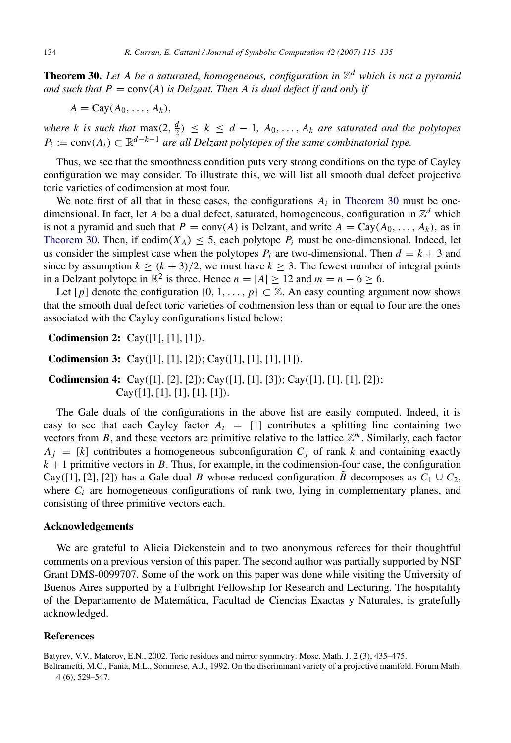**Theorem 30.** *Let $A$ be a saturated, homogeneous, configuration in $\mathbb{Z}^d$ which is not a pyramid and such that $P = \operatorname{conv}(A)$ is Delzant. Then $A$ is dual defect if and only if*

$$A = \operatorname{Cay}(A_0, \ldots, A_k),$$

*where $k$ is such that $\max(2, \frac{d}{2}) \leq k \leq d - 1$, $A_0, \ldots, A_k$ are saturated and the polytopes $P_i := \operatorname{conv}(A_i) \subset \mathbb{R}^{d-k-1}$ are all Delzant polytopes of the same combinatorial type.*

Thus, we see that the smoothness condition puts very strong conditions on the type of Cayley configuration we may consider. To illustrate this, we will list all smooth dual defect projective toric varieties of codimension at most four.

We note first of all that in these cases, the configurations $A_i$ in Theorem 30 must be one-dimensional. In fact, let $A$ be a dual defect, saturated, homogeneous, configuration in $\mathbb{Z}^d$ which is not a pyramid and such that $P = \operatorname{conv}(A)$ is Delzant, and write $A = \operatorname{Cay}(A_0, \ldots, A_k)$, as in Theorem 30. Then, if $\operatorname{codim}(X_A) \leq 5$, each polytope $P_i$ must be one-dimensional. Indeed, let us consider the simplest case when the polytopes $P_i$ are two-dimensional. Then $d = k + 3$ and since by assumption $k \geq (k + 3)/2$, we must have $k \geq 3$. The fewest number of integral points in a Delzant polytope in $\mathbb{R}^2$ is three. Hence $n = |A| \geq 12$ and $m = n - 6 \geq 6$.

Let $[p]$ denote the configuration $\{0, 1, \ldots, p\} \subset \mathbb{Z}$. An easy counting argument now shows that the smooth dual defect toric varieties of codimension less than or equal to four are the ones associated with the Cayley configurations listed below:

**Codimension 2:** $\operatorname{Cay}([1], [1], [1])$.

**Codimension 3:** $\operatorname{Cay}([1], [1], [2])$; $\operatorname{Cay}([1], [1], [1], [1])$.

**Codimension 4:** $\operatorname{Cay}([1], [2], [2])$; $\operatorname{Cay}([1], [1], [3])$; $\operatorname{Cay}([1], [1], [1], [2])$; $\operatorname{Cay}([1], [1], [1], [1], [1])$.

The Gale duals of the configurations in the above list are easily computed. Indeed, it is easy to see that each Cayley factor $A_i = [1]$ contributes a splitting line containing two vectors from $B$, and these vectors are primitive relative to the lattice $\mathbb{Z}^m$. Similarly, each factor $A_j = [k]$ contributes a homogeneous subconfiguration $C_j$ of rank $k$ and containing exactly $k + 1$ primitive vectors in $B$. Thus, for example, in the codimension-four case, the configuration $\operatorname{Cay}([1], [2], [2])$ has a Gale dual $B$ whose reduced configuration $\tilde{B}$ decomposes as $C_1 \cup C_2$, where $C_i$ are homogeneous configurations of rank two, lying in complementary planes, and consisting of three primitive vectors each.

## Acknowledgements

We are grateful to Alicia Dickenstein and to two anonymous referees for their thoughtful comments on a previous version of this paper. The second author was partially supported by NSF Grant DMS-0099707. Some of the work on this paper was done while visiting the University of Buenos Aires supported by a Fulbright Fellowship for Research and Lecturing. The hospitality of the Departamento de Matemática, Facultad de Ciencias Exactas y Naturales, is gratefully acknowledged.

## References

Batyrev, V.V., Materov, E.N., 2002. Toric residues and mirror symmetry. Mosc. Math. J. 2 (3), 435–475.

Beltrametti, M.C., Fania, M.L., Sommese, A.J., 1992. On the discriminant variety of a projective manifold. Forum Math. 4 (6), 529–547.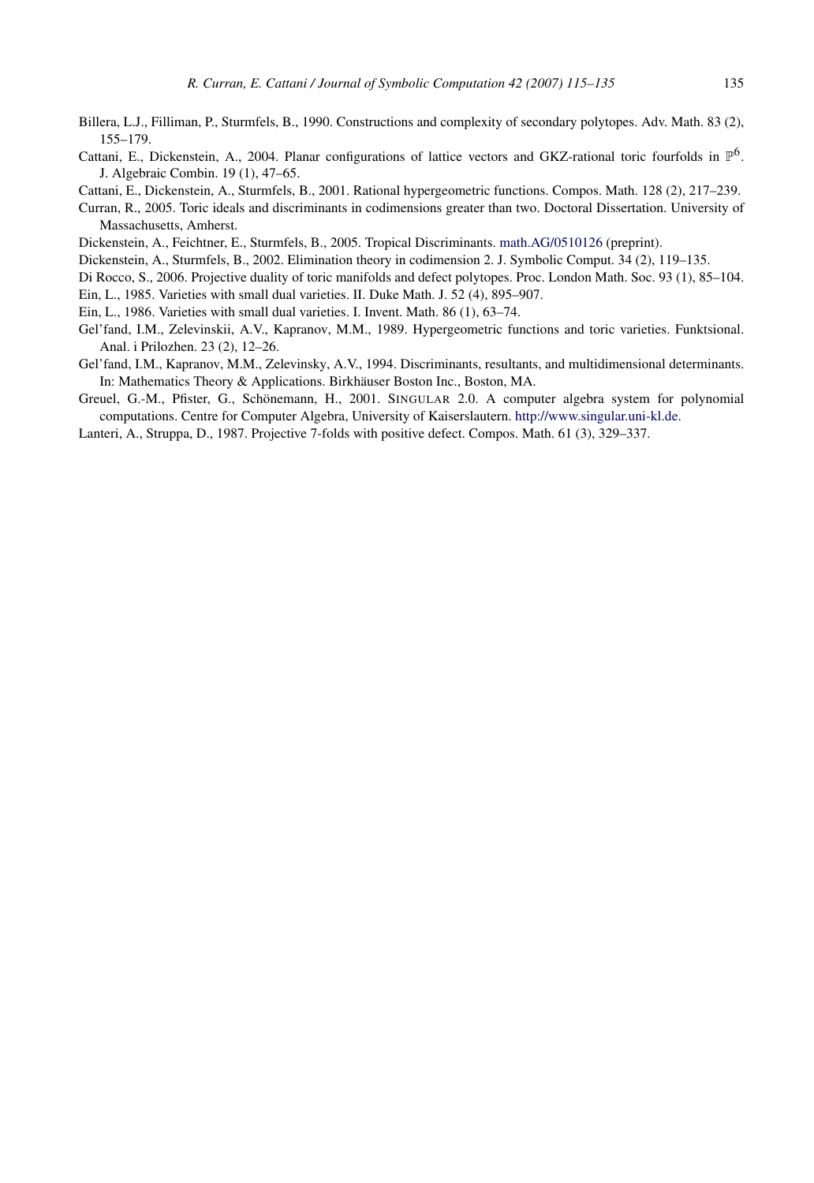Billera, L.J., Filliman, P., Sturmfels, B., 1990. Constructions and complexity of secondary polytopes. Adv. Math. 83 (2), 155–179.

Cattani, E., Dickenstein, A., 2004. Planar configurations of lattice vectors and GKZ-rational toric fourfolds in $\mathbb{P}^6$. J. Algebraic Combin. 19 (1), 47–65.

Cattani, E., Dickenstein, A., Sturmfels, B., 2001. Rational hypergeometric functions. Compos. Math. 128 (2), 217–239.

Curran, R., 2005. Toric ideals and discriminants in codimensions greater than two. Doctoral Dissertation. University of Massachusetts, Amherst.

Dickenstein, A., Feichtner, E., Sturmfels, B., 2005. Tropical Discriminants. math.AG/0510126 (preprint).

Dickenstein, A., Sturmfels, B., 2002. Elimination theory in codimension 2. J. Symbolic Comput. 34 (2), 119–135.

Di Rocco, S., 2006. Projective duality of toric manifolds and defect polytopes. Proc. London Math. Soc. 93 (1), 85–104.

Ein, L., 1985. Varieties with small dual varieties. II. Duke Math. J. 52 (4), 895–907.

Ein, L., 1986. Varieties with small dual varieties. I. Invent. Math. 86 (1), 63–74.

Gel'fand, I.M., Zelevinskii, A.V., Kapranov, M.M., 1989. Hypergeometric functions and toric varieties. Funktsional. Anal. i Prilozhen. 23 (2), 12–26.

Gel'fand, I.M., Kapranov, M.M., Zelevinsky, A.V., 1994. Discriminants, resultants, and multidimensional determinants. In: Mathematics Theory & Applications. Birkhäuser Boston Inc., Boston, MA.

Greuel, G.-M., Pfister, G., Schönemann, H., 2001. SINGULAR 2.0. A computer algebra system for polynomial computations. Centre for Computer Algebra, University of Kaiserslautern. http://www.singular.uni-kl.de.

Lanteri, A., Struppa, D., 1987. Projective 7-folds with positive defect. Compos. Math. 61 (3), 329–337.